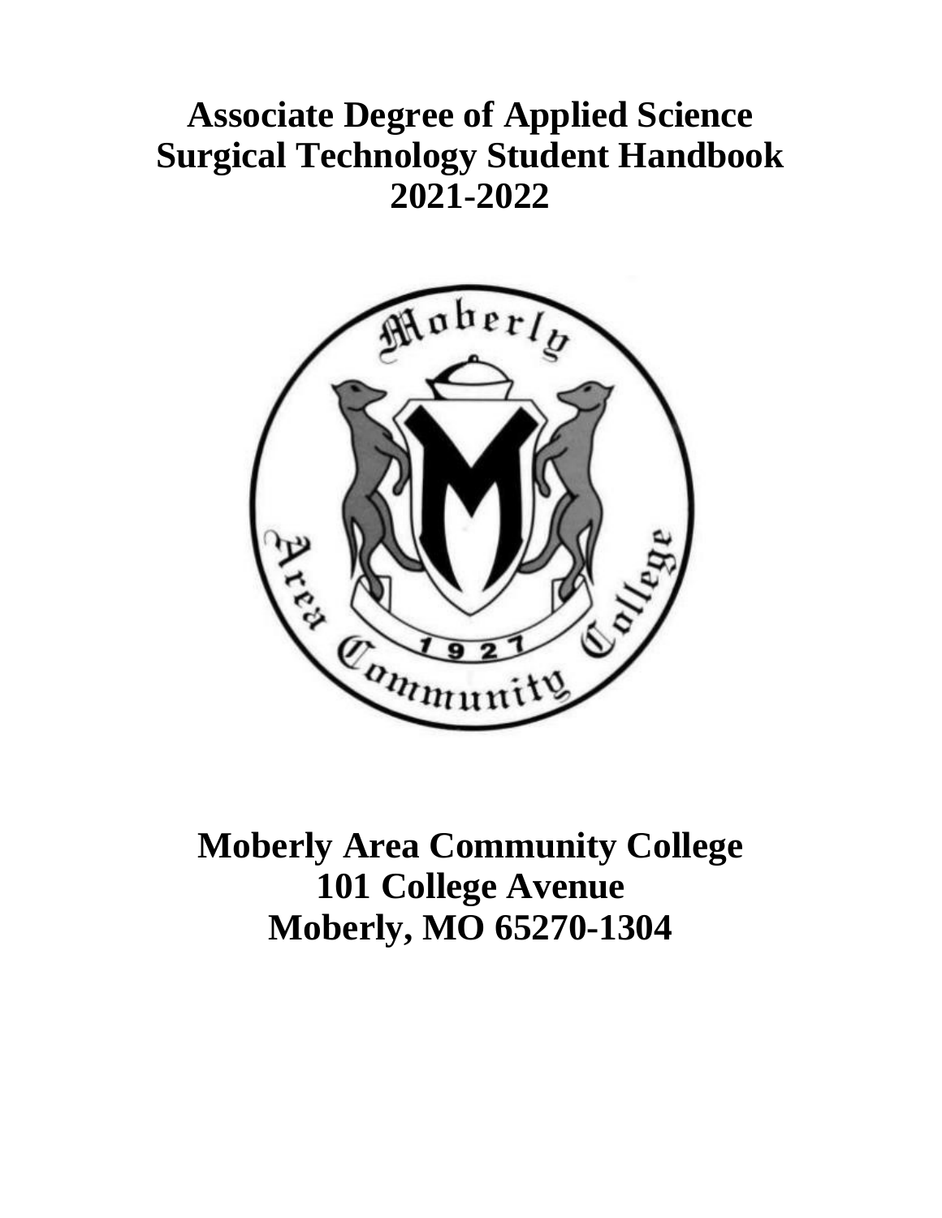# Associate Degree of Applied Science Surgical Technology Student Handbook 2021-2022

## Moberly Area Community College
## 101 College Avenue
## Moberly, MO 65270-1304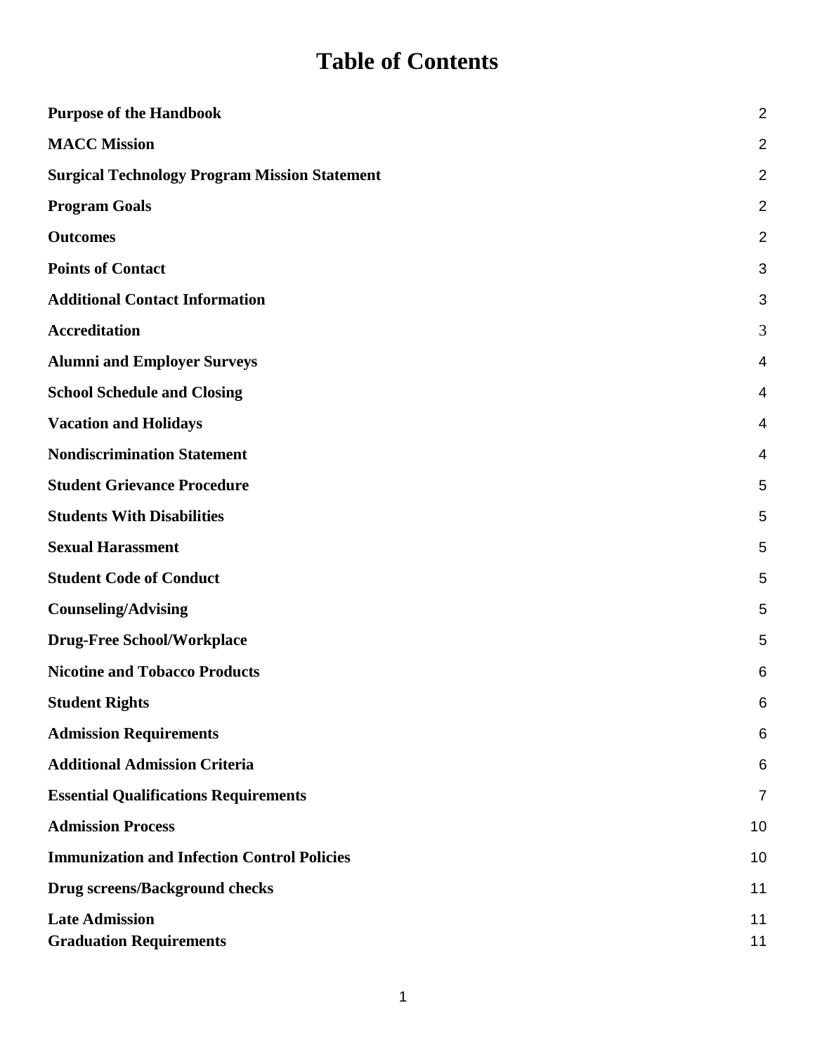# Table of Contents

| | |
|---|---|
| **Purpose of the Handbook** | 2 |
| **MACC Mission** | 2 |
| **Surgical Technology Program Mission Statement** | 2 |
| **Program Goals** | 2 |
| **Outcomes** | 2 |
| **Points of Contact** | 3 |
| **Additional Contact Information** | 3 |
| **Accreditation** | 3 |
| **Alumni and Employer Surveys** | 4 |
| **School Schedule and Closing** | 4 |
| **Vacation and Holidays** | 4 |
| **Nondiscrimination Statement** | 4 |
| **Student Grievance Procedure** | 5 |
| **Students With Disabilities** | 5 |
| **Sexual Harassment** | 5 |
| **Student Code of Conduct** | 5 |
| **Counseling/Advising** | 5 |
| **Drug-Free School/Workplace** | 5 |
| **Nicotine and Tobacco Products** | 6 |
| **Student Rights** | 6 |
| **Admission Requirements** | 6 |
| **Additional Admission Criteria** | 6 |
| **Essential Qualifications Requirements** | 7 |
| **Admission Process** | 10 |
| **Immunization and Infection Control Policies** | 10 |
| **Drug screens/Background checks** | 11 |
| **Late Admission** | 11 |
| **Graduation Requirements** | 11 |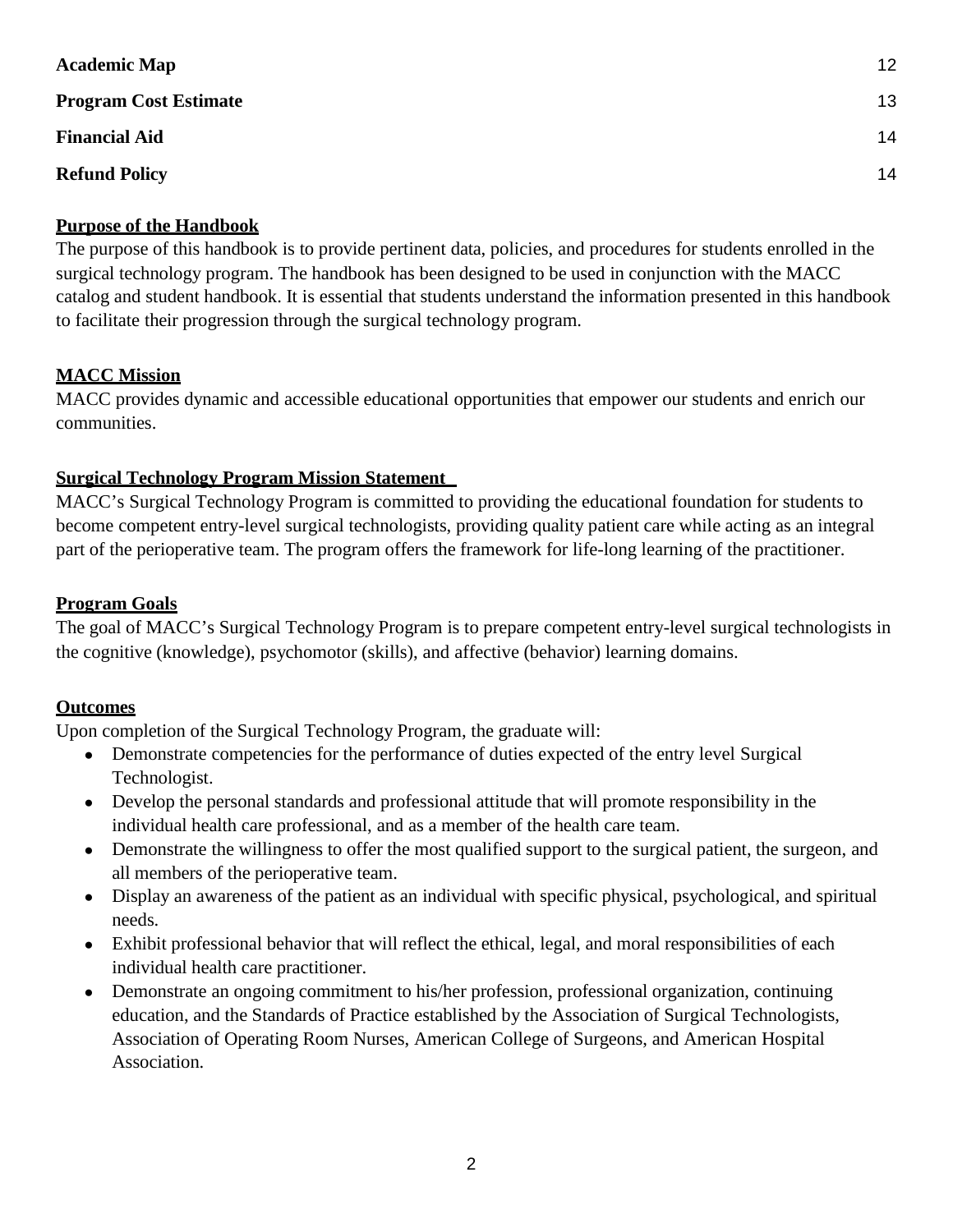| | |
|---|---|
| **Academic Map** | 12 |
| **Program Cost Estimate** | 13 |
| **Financial Aid** | 14 |
| **Refund Policy** | 14 |

## Purpose of the Handbook

The purpose of this handbook is to provide pertinent data, policies, and procedures for students enrolled in the surgical technology program. The handbook has been designed to be used in conjunction with the MACC catalog and student handbook. It is essential that students understand the information presented in this handbook to facilitate their progression through the surgical technology program.

## MACC Mission

MACC provides dynamic and accessible educational opportunities that empower our students and enrich our communities.

## Surgical Technology Program Mission Statement

MACC's Surgical Technology Program is committed to providing the educational foundation for students to become competent entry-level surgical technologists, providing quality patient care while acting as an integral part of the perioperative team. The program offers the framework for life-long learning of the practitioner.

## Program Goals

The goal of MACC's Surgical Technology Program is to prepare competent entry-level surgical technologists in the cognitive (knowledge), psychomotor (skills), and affective (behavior) learning domains.

## Outcomes

Upon completion of the Surgical Technology Program, the graduate will:

- Demonstrate competencies for the performance of duties expected of the entry level Surgical Technologist.
- Develop the personal standards and professional attitude that will promote responsibility in the individual health care professional, and as a member of the health care team.
- Demonstrate the willingness to offer the most qualified support to the surgical patient, the surgeon, and all members of the perioperative team.
- Display an awareness of the patient as an individual with specific physical, psychological, and spiritual needs.
- Exhibit professional behavior that will reflect the ethical, legal, and moral responsibilities of each individual health care practitioner.
- Demonstrate an ongoing commitment to his/her profession, professional organization, continuing education, and the Standards of Practice established by the Association of Surgical Technologists, Association of Operating Room Nurses, American College of Surgeons, and American Hospital Association.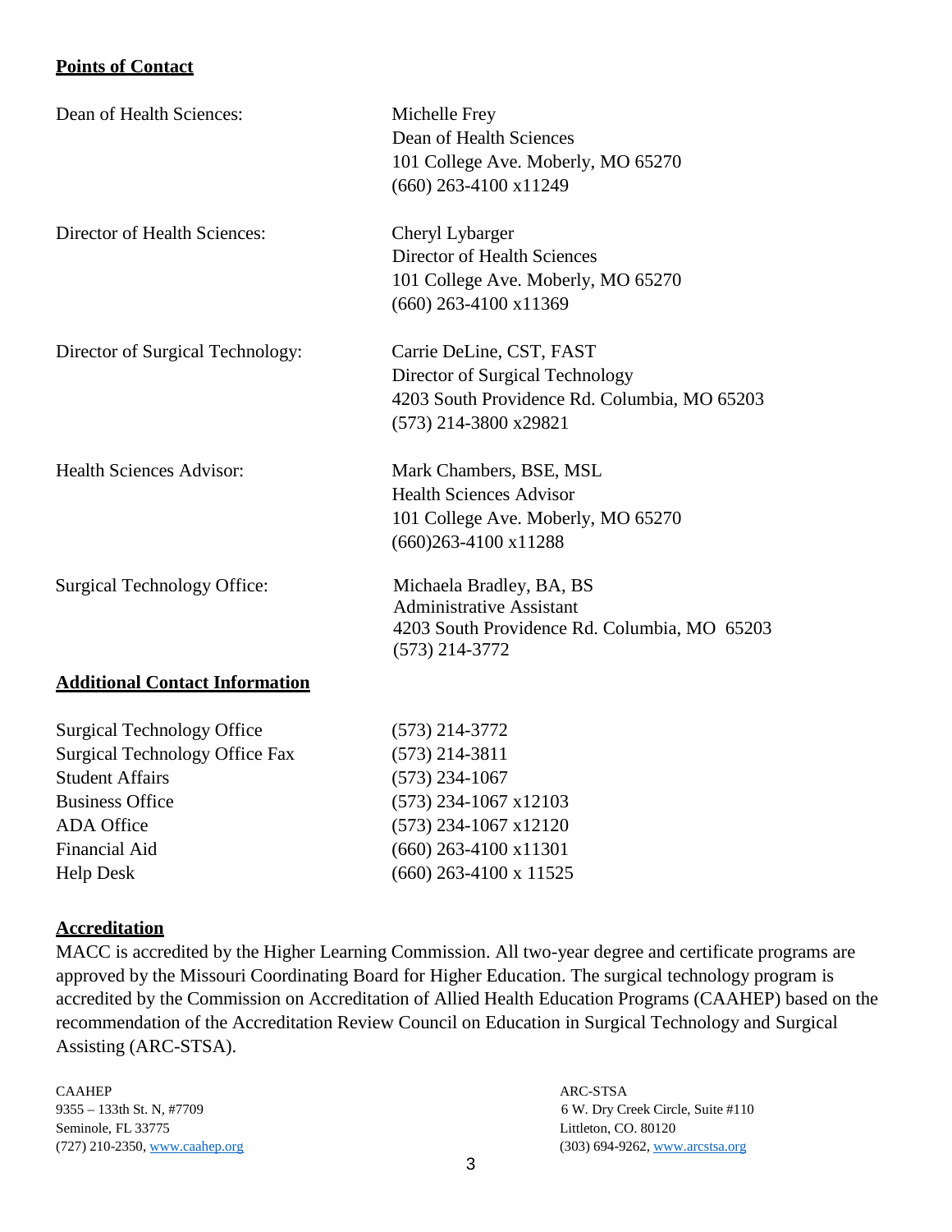**Points of Contact**

| | |
|---|---|
| Dean of Health Sciences: | Michelle Frey<br>Dean of Health Sciences<br>101 College Ave. Moberly, MO 65270<br>(660) 263-4100 x11249 |
| Director of Health Sciences: | Cheryl Lybarger<br>Director of Health Sciences<br>101 College Ave. Moberly, MO 65270<br>(660) 263-4100 x11369 |
| Director of Surgical Technology: | Carrie DeLine, CST, FAST<br>Director of Surgical Technology<br>4203 South Providence Rd. Columbia, MO 65203<br>(573) 214-3800 x29821 |
| Health Sciences Advisor: | Mark Chambers, BSE, MSL<br>Health Sciences Advisor<br>101 College Ave. Moberly, MO 65270<br>(660)263-4100 x11288 |
| Surgical Technology Office: | Michaela Bradley, BA, BS<br>Administrative Assistant<br>4203 South Providence Rd. Columbia, MO 65203<br>(573) 214-3772 |

**Additional Contact Information**

| | |
|---|---|
| Surgical Technology Office | (573) 214-3772 |
| Surgical Technology Office Fax | (573) 214-3811 |
| Student Affairs | (573) 234-1067 |
| Business Office | (573) 234-1067 x12103 |
| ADA Office | (573) 234-1067 x12120 |
| Financial Aid | (660) 263-4100 x11301 |
| Help Desk | (660) 263-4100 x 11525 |

**Accreditation**

MACC is accredited by the Higher Learning Commission. All two-year degree and certificate programs are approved by the Missouri Coordinating Board for Higher Education. The surgical technology program is accredited by the Commission on Accreditation of Allied Health Education Programs (CAAHEP) based on the recommendation of the Accreditation Review Council on Education in Surgical Technology and Surgical Assisting (ARC-STSA).

CAAHEP
9355 – 133th St. N, #7709
Seminole, FL 33775
(727) 210-2350, www.caahep.org

ARC-STSA
6 W. Dry Creek Circle, Suite #110
Littleton, CO. 80120
(303) 694-9262, www.arcstsa.org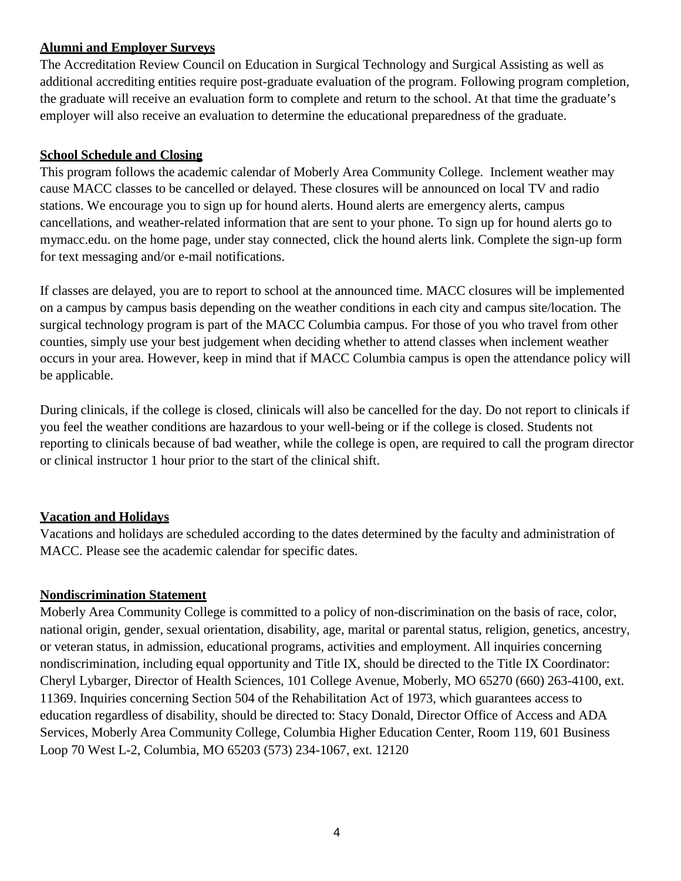**Alumni and Employer Surveys**

The Accreditation Review Council on Education in Surgical Technology and Surgical Assisting as well as additional accrediting entities require post-graduate evaluation of the program. Following program completion, the graduate will receive an evaluation form to complete and return to the school. At that time the graduate's employer will also receive an evaluation to determine the educational preparedness of the graduate.

**School Schedule and Closing**

This program follows the academic calendar of Moberly Area Community College. Inclement weather may cause MACC classes to be cancelled or delayed. These closures will be announced on local TV and radio stations. We encourage you to sign up for hound alerts. Hound alerts are emergency alerts, campus cancellations, and weather-related information that are sent to your phone. To sign up for hound alerts go to mymacc.edu. on the home page, under stay connected, click the hound alerts link. Complete the sign-up form for text messaging and/or e-mail notifications.

If classes are delayed, you are to report to school at the announced time. MACC closures will be implemented on a campus by campus basis depending on the weather conditions in each city and campus site/location. The surgical technology program is part of the MACC Columbia campus. For those of you who travel from other counties, simply use your best judgement when deciding whether to attend classes when inclement weather occurs in your area. However, keep in mind that if MACC Columbia campus is open the attendance policy will be applicable.

During clinicals, if the college is closed, clinicals will also be cancelled for the day. Do not report to clinicals if you feel the weather conditions are hazardous to your well-being or if the college is closed. Students not reporting to clinicals because of bad weather, while the college is open, are required to call the program director or clinical instructor 1 hour prior to the start of the clinical shift.

**Vacation and Holidays**

Vacations and holidays are scheduled according to the dates determined by the faculty and administration of MACC. Please see the academic calendar for specific dates.

**Nondiscrimination Statement**

Moberly Area Community College is committed to a policy of non-discrimination on the basis of race, color, national origin, gender, sexual orientation, disability, age, marital or parental status, religion, genetics, ancestry, or veteran status, in admission, educational programs, activities and employment. All inquiries concerning nondiscrimination, including equal opportunity and Title IX, should be directed to the Title IX Coordinator: Cheryl Lybarger, Director of Health Sciences, 101 College Avenue, Moberly, MO 65270 (660) 263-4100, ext. 11369. Inquiries concerning Section 504 of the Rehabilitation Act of 1973, which guarantees access to education regardless of disability, should be directed to: Stacy Donald, Director Office of Access and ADA Services, Moberly Area Community College, Columbia Higher Education Center, Room 119, 601 Business Loop 70 West L-2, Columbia, MO 65203 (573) 234-1067, ext. 12120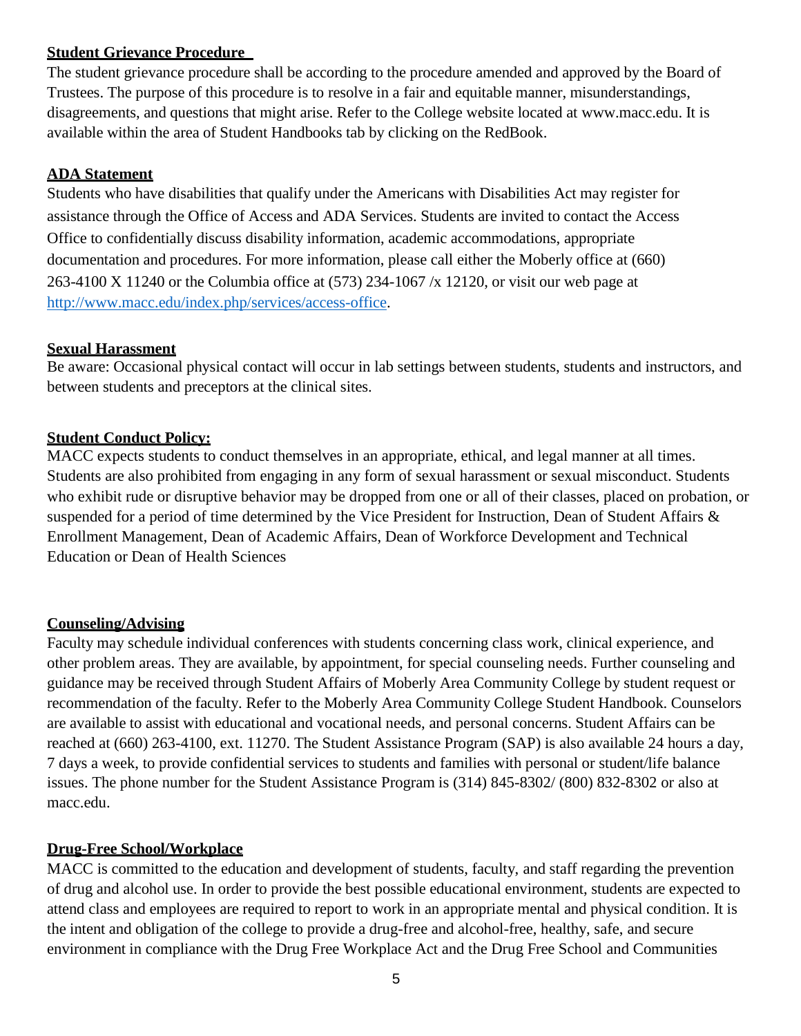**Student Grievance Procedure**

The student grievance procedure shall be according to the procedure amended and approved by the Board of Trustees. The purpose of this procedure is to resolve in a fair and equitable manner, misunderstandings, disagreements, and questions that might arise. Refer to the College website located at www.macc.edu. It is available within the area of Student Handbooks tab by clicking on the RedBook.

**ADA Statement**

Students who have disabilities that qualify under the Americans with Disabilities Act may register for assistance through the Office of Access and ADA Services. Students are invited to contact the Access Office to confidentially discuss disability information, academic accommodations, appropriate documentation and procedures. For more information, please call either the Moberly office at (660) 263-4100 X 11240 or the Columbia office at (573) 234-1067 /x 12120, or visit our web page at [http://www.macc.edu/index.php/services/access-office](http://www.macc.edu/index.php/services/access-office).

**Sexual Harassment**

Be aware: Occasional physical contact will occur in lab settings between students, students and instructors, and between students and preceptors at the clinical sites.

**Student Conduct Policy:**

MACC expects students to conduct themselves in an appropriate, ethical, and legal manner at all times. Students are also prohibited from engaging in any form of sexual harassment or sexual misconduct. Students who exhibit rude or disruptive behavior may be dropped from one or all of their classes, placed on probation, or suspended for a period of time determined by the Vice President for Instruction, Dean of Student Affairs & Enrollment Management, Dean of Academic Affairs, Dean of Workforce Development and Technical Education or Dean of Health Sciences

**Counseling/Advising**

Faculty may schedule individual conferences with students concerning class work, clinical experience, and other problem areas. They are available, by appointment, for special counseling needs. Further counseling and guidance may be received through Student Affairs of Moberly Area Community College by student request or recommendation of the faculty. Refer to the Moberly Area Community College Student Handbook. Counselors are available to assist with educational and vocational needs, and personal concerns. Student Affairs can be reached at (660) 263-4100, ext. 11270. The Student Assistance Program (SAP) is also available 24 hours a day, 7 days a week, to provide confidential services to students and families with personal or student/life balance issues. The phone number for the Student Assistance Program is (314) 845-8302/ (800) 832-8302 or also at macc.edu.

**Drug-Free School/Workplace**

MACC is committed to the education and development of students, faculty, and staff regarding the prevention of drug and alcohol use. In order to provide the best possible educational environment, students are expected to attend class and employees are required to report to work in an appropriate mental and physical condition. It is the intent and obligation of the college to provide a drug-free and alcohol-free, healthy, safe, and secure environment in compliance with the Drug Free Workplace Act and the Drug Free School and Communities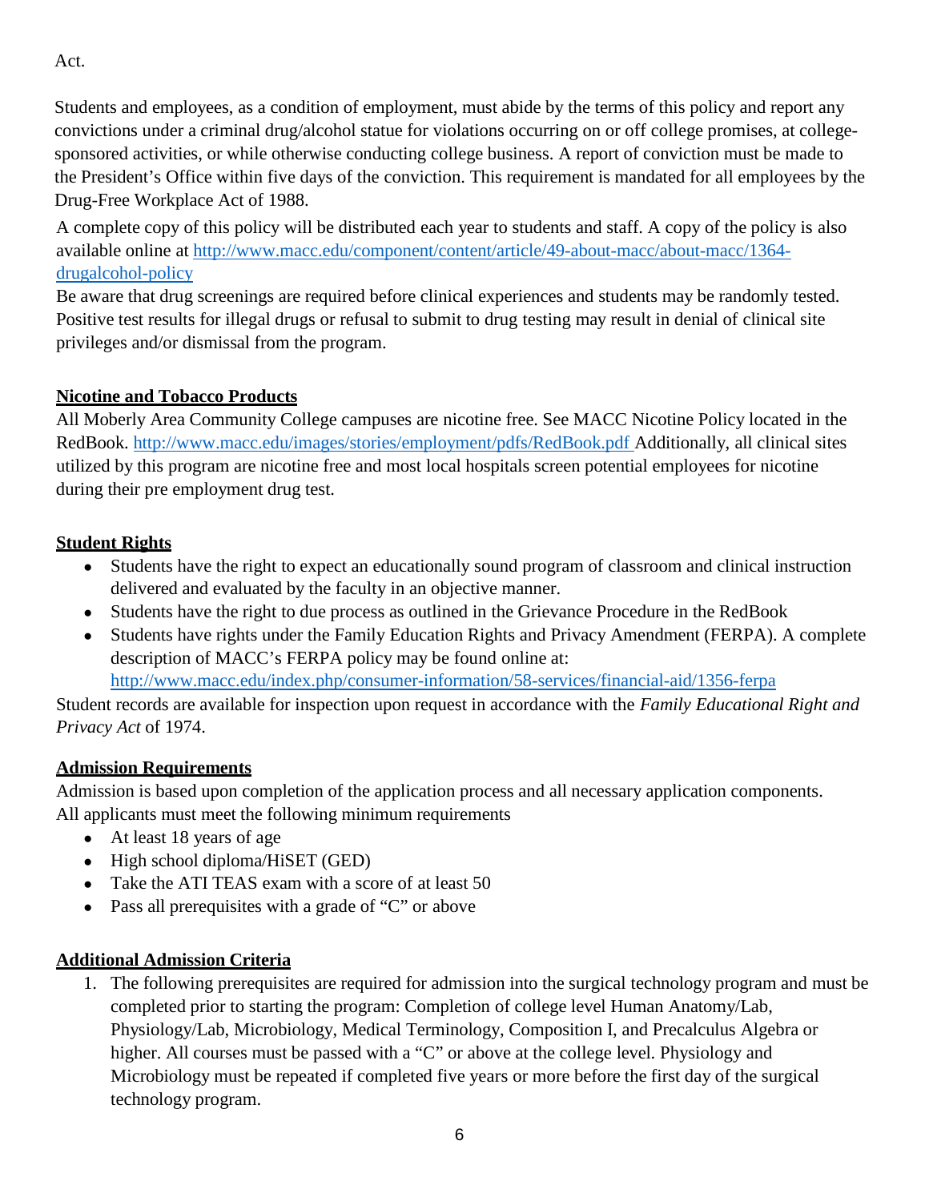Act.

Students and employees, as a condition of employment, must abide by the terms of this policy and report any convictions under a criminal drug/alcohol statue for violations occurring on or off college promises, at college-sponsored activities, or while otherwise conducting college business. A report of conviction must be made to the President's Office within five days of the conviction. This requirement is mandated for all employees by the Drug-Free Workplace Act of 1988.

A complete copy of this policy will be distributed each year to students and staff. A copy of the policy is also available online at http://www.macc.edu/component/content/article/49-about-macc/about-macc/1364-drugalcohol-policy

Be aware that drug screenings are required before clinical experiences and students may be randomly tested. Positive test results for illegal drugs or refusal to submit to drug testing may result in denial of clinical site privileges and/or dismissal from the program.

**Nicotine and Tobacco Products**

All Moberly Area Community College campuses are nicotine free. See MACC Nicotine Policy located in the RedBook. http://www.macc.edu/images/stories/employment/pdfs/RedBook.pdf Additionally, all clinical sites utilized by this program are nicotine free and most local hospitals screen potential employees for nicotine during their pre employment drug test.

**Student Rights**

- Students have the right to expect an educationally sound program of classroom and clinical instruction delivered and evaluated by the faculty in an objective manner.
- Students have the right to due process as outlined in the Grievance Procedure in the RedBook
- Students have rights under the Family Education Rights and Privacy Amendment (FERPA). A complete description of MACC's FERPA policy may be found online at: http://www.macc.edu/index.php/consumer-information/58-services/financial-aid/1356-ferpa

Student records are available for inspection upon request in accordance with the *Family Educational Right and Privacy Act* of 1974.

**Admission Requirements**

Admission is based upon completion of the application process and all necessary application components. All applicants must meet the following minimum requirements

- At least 18 years of age
- High school diploma/HiSET (GED)
- Take the ATI TEAS exam with a score of at least 50
- Pass all prerequisites with a grade of "C" or above

**Additional Admission Criteria**

1. The following prerequisites are required for admission into the surgical technology program and must be completed prior to starting the program: Completion of college level Human Anatomy/Lab, Physiology/Lab, Microbiology, Medical Terminology, Composition I, and Precalculus Algebra or higher. All courses must be passed with a "C" or above at the college level. Physiology and Microbiology must be repeated if completed five years or more before the first day of the surgical technology program.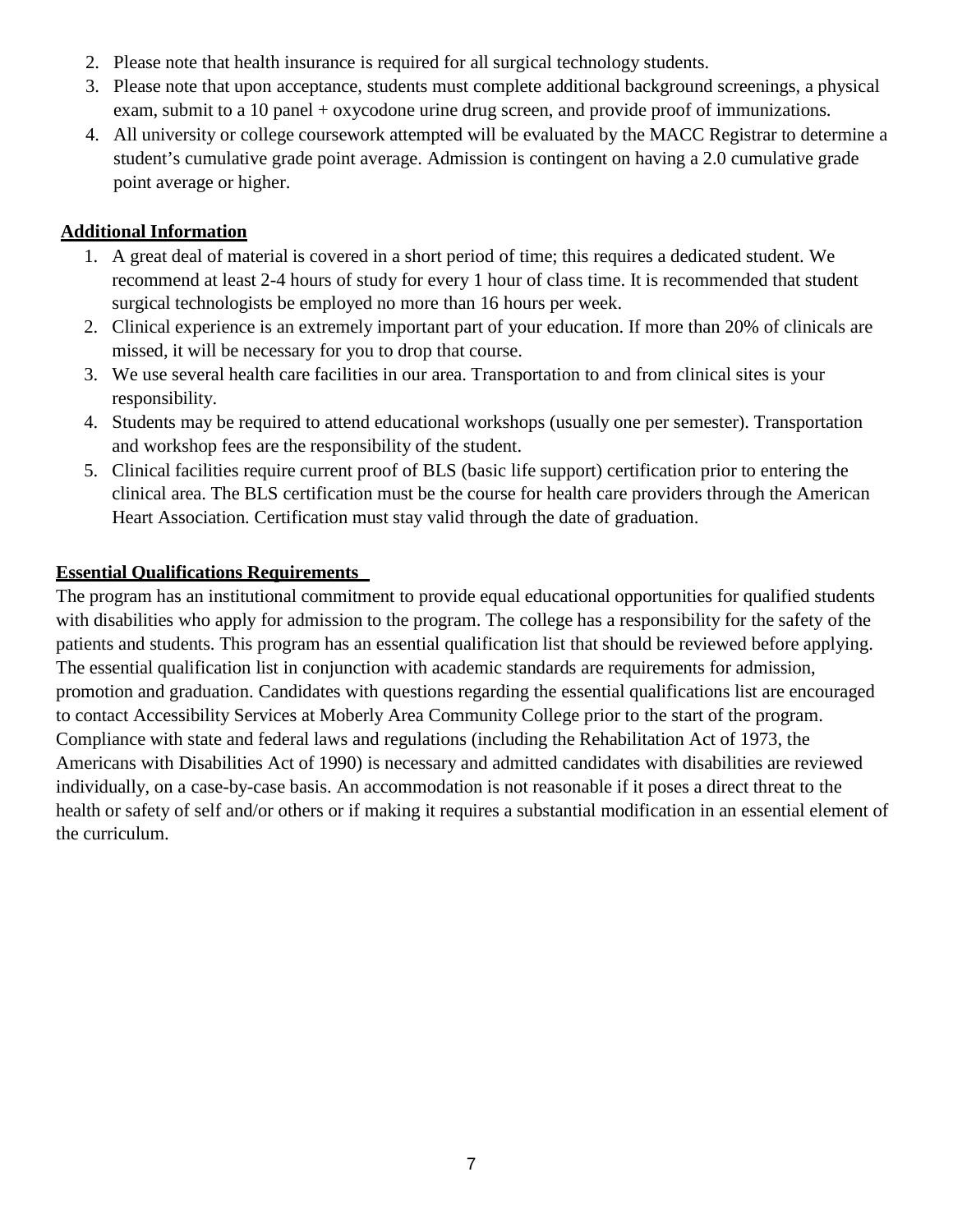2. Please note that health insurance is required for all surgical technology students.
3. Please note that upon acceptance, students must complete additional background screenings, a physical exam, submit to a 10 panel + oxycodone urine drug screen, and provide proof of immunizations.
4. All university or college coursework attempted will be evaluated by the MACC Registrar to determine a student's cumulative grade point average. Admission is contingent on having a 2.0 cumulative grade point average or higher.

**Additional Information**

1. A great deal of material is covered in a short period of time; this requires a dedicated student. We recommend at least 2-4 hours of study for every 1 hour of class time. It is recommended that student surgical technologists be employed no more than 16 hours per week.
2. Clinical experience is an extremely important part of your education. If more than 20% of clinicals are missed, it will be necessary for you to drop that course.
3. We use several health care facilities in our area. Transportation to and from clinical sites is your responsibility.
4. Students may be required to attend educational workshops (usually one per semester). Transportation and workshop fees are the responsibility of the student.
5. Clinical facilities require current proof of BLS (basic life support) certification prior to entering the clinical area. The BLS certification must be the course for health care providers through the American Heart Association. Certification must stay valid through the date of graduation.

**Essential Qualifications Requirements**

The program has an institutional commitment to provide equal educational opportunities for qualified students with disabilities who apply for admission to the program. The college has a responsibility for the safety of the patients and students. This program has an essential qualification list that should be reviewed before applying. The essential qualification list in conjunction with academic standards are requirements for admission, promotion and graduation. Candidates with questions regarding the essential qualifications list are encouraged to contact Accessibility Services at Moberly Area Community College prior to the start of the program. Compliance with state and federal laws and regulations (including the Rehabilitation Act of 1973, the Americans with Disabilities Act of 1990) is necessary and admitted candidates with disabilities are reviewed individually, on a case-by-case basis. An accommodation is not reasonable if it poses a direct threat to the health or safety of self and/or others or if making it requires a substantial modification in an essential element of the curriculum.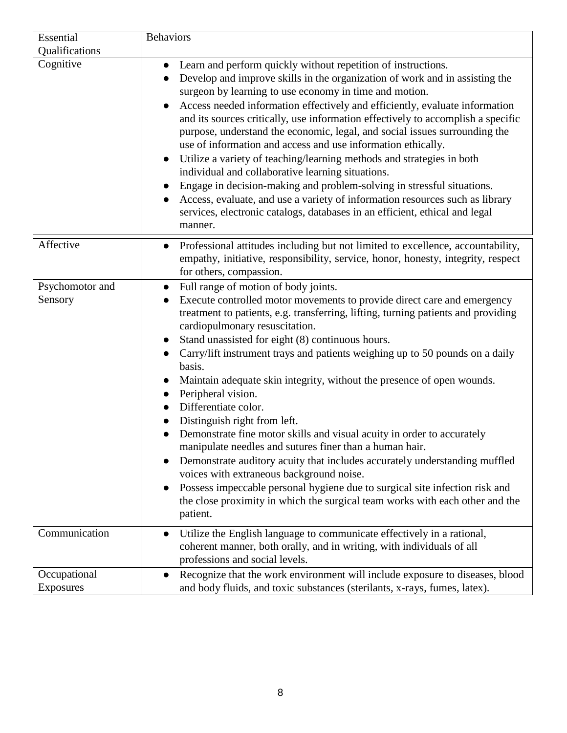| Essential Qualifications | Behaviors |
| --- | --- |
| Cognitive | • Learn and perform quickly without repetition of instructions.<br>• Develop and improve skills in the organization of work and in assisting the surgeon by learning to use economy in time and motion.<br>• Access needed information effectively and efficiently, evaluate information and its sources critically, use information effectively to accomplish a specific purpose, understand the economic, legal, and social issues surrounding the use of information and access and use information ethically.<br>• Utilize a variety of teaching/learning methods and strategies in both individual and collaborative learning situations.<br>• Engage in decision-making and problem-solving in stressful situations.<br>• Access, evaluate, and use a variety of information resources such as library services, electronic catalogs, databases in an efficient, ethical and legal manner. |
| Affective | • Professional attitudes including but not limited to excellence, accountability, empathy, initiative, responsibility, service, honor, honesty, integrity, respect for others, compassion. |
| Psychomotor and Sensory | • Full range of motion of body joints.<br>• Execute controlled motor movements to provide direct care and emergency treatment to patients, e.g. transferring, lifting, turning patients and providing cardiopulmonary resuscitation.<br>• Stand unassisted for eight (8) continuous hours.<br>• Carry/lift instrument trays and patients weighing up to 50 pounds on a daily basis.<br>• Maintain adequate skin integrity, without the presence of open wounds.<br>• Peripheral vision.<br>• Differentiate color.<br>• Distinguish right from left.<br>• Demonstrate fine motor skills and visual acuity in order to accurately manipulate needles and sutures finer than a human hair.<br>• Demonstrate auditory acuity that includes accurately understanding muffled voices with extraneous background noise.<br>• Possess impeccable personal hygiene due to surgical site infection risk and the close proximity in which the surgical team works with each other and the patient. |
| Communication | • Utilize the English language to communicate effectively in a rational, coherent manner, both orally, and in writing, with individuals of all professions and social levels. |
| Occupational Exposures | • Recognize that the work environment will include exposure to diseases, blood and body fluids, and toxic substances (sterilants, x-rays, fumes, latex). |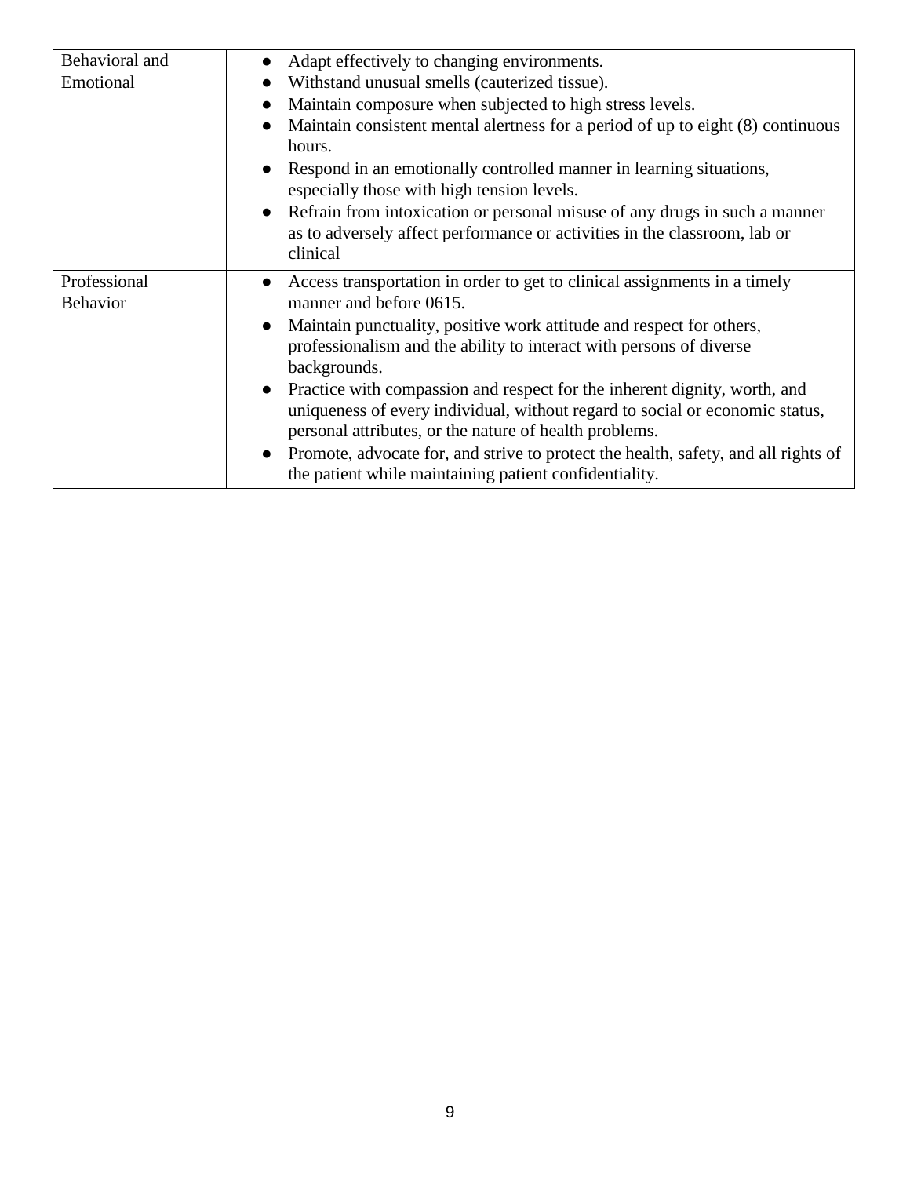| | |
|---|---|
| Behavioral and Emotional | • Adapt effectively to changing environments.<br>• Withstand unusual smells (cauterized tissue).<br>• Maintain composure when subjected to high stress levels.<br>• Maintain consistent mental alertness for a period of up to eight (8) continuous hours.<br>• Respond in an emotionally controlled manner in learning situations, especially those with high tension levels.<br>• Refrain from intoxication or personal misuse of any drugs in such a manner as to adversely affect performance or activities in the classroom, lab or clinical |
| Professional Behavior | • Access transportation in order to get to clinical assignments in a timely manner and before 0615.<br>• Maintain punctuality, positive work attitude and respect for others, professionalism and the ability to interact with persons of diverse backgrounds.<br>• Practice with compassion and respect for the inherent dignity, worth, and uniqueness of every individual, without regard to social or economic status, personal attributes, or the nature of health problems.<br>• Promote, advocate for, and strive to protect the health, safety, and all rights of the patient while maintaining patient confidentiality. |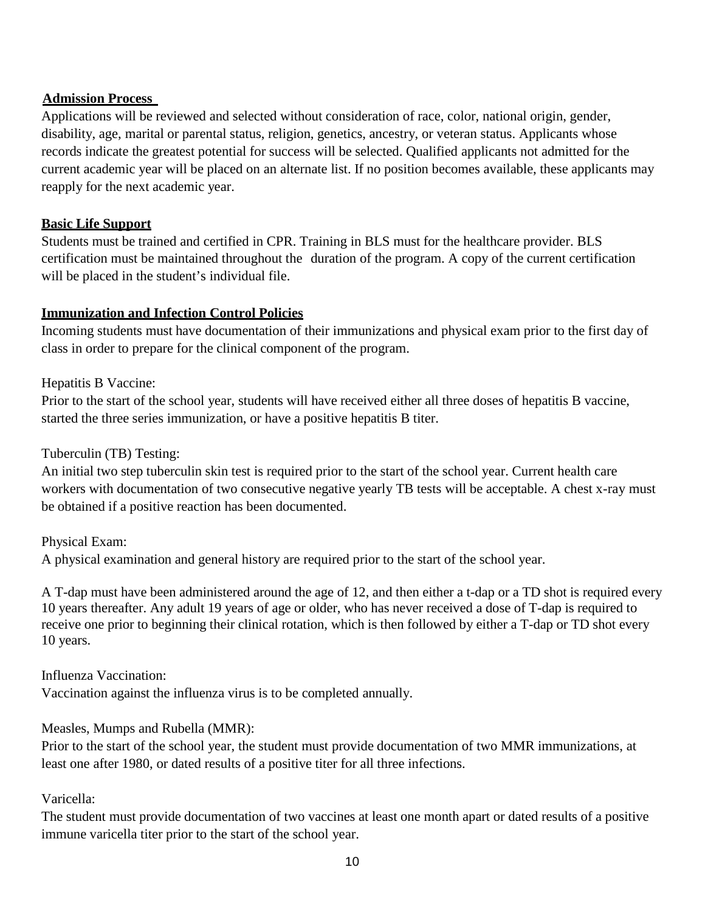**Admission Process**

Applications will be reviewed and selected without consideration of race, color, national origin, gender, disability, age, marital or parental status, religion, genetics, ancestry, or veteran status. Applicants whose records indicate the greatest potential for success will be selected. Qualified applicants not admitted for the current academic year will be placed on an alternate list. If no position becomes available, these applicants may reapply for the next academic year.

**Basic Life Support**

Students must be trained and certified in CPR. Training in BLS must for the healthcare provider. BLS certification must be maintained throughout the duration of the program. A copy of the current certification will be placed in the student's individual file.

**Immunization and Infection Control Policies**

Incoming students must have documentation of their immunizations and physical exam prior to the first day of class in order to prepare for the clinical component of the program.

Hepatitis B Vaccine:
Prior to the start of the school year, students will have received either all three doses of hepatitis B vaccine, started the three series immunization, or have a positive hepatitis B titer.

Tuberculin (TB) Testing:
An initial two step tuberculin skin test is required prior to the start of the school year. Current health care workers with documentation of two consecutive negative yearly TB tests will be acceptable. A chest x-ray must be obtained if a positive reaction has been documented.

Physical Exam:
A physical examination and general history are required prior to the start of the school year.

A T-dap must have been administered around the age of 12, and then either a t-dap or a TD shot is required every 10 years thereafter. Any adult 19 years of age or older, who has never received a dose of T-dap is required to receive one prior to beginning their clinical rotation, which is then followed by either a T-dap or TD shot every 10 years.

Influenza Vaccination:
Vaccination against the influenza virus is to be completed annually.

Measles, Mumps and Rubella (MMR):
Prior to the start of the school year, the student must provide documentation of two MMR immunizations, at least one after 1980, or dated results of a positive titer for all three infections.

Varicella:
The student must provide documentation of two vaccines at least one month apart or dated results of a positive immune varicella titer prior to the start of the school year.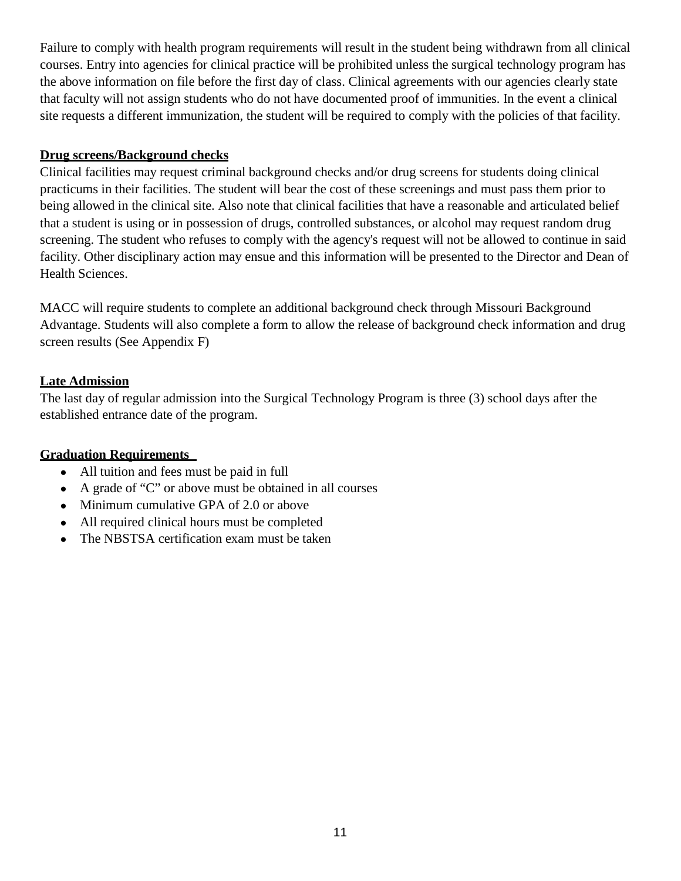Failure to comply with health program requirements will result in the student being withdrawn from all clinical courses. Entry into agencies for clinical practice will be prohibited unless the surgical technology program has the above information on file before the first day of class. Clinical agreements with our agencies clearly state that faculty will not assign students who do not have documented proof of immunities. In the event a clinical site requests a different immunization, the student will be required to comply with the policies of that facility.

**Drug screens/Background checks**

Clinical facilities may request criminal background checks and/or drug screens for students doing clinical practicums in their facilities. The student will bear the cost of these screenings and must pass them prior to being allowed in the clinical site. Also note that clinical facilities that have a reasonable and articulated belief that a student is using or in possession of drugs, controlled substances, or alcohol may request random drug screening. The student who refuses to comply with the agency's request will not be allowed to continue in said facility. Other disciplinary action may ensue and this information will be presented to the Director and Dean of Health Sciences.

MACC will require students to complete an additional background check through Missouri Background Advantage. Students will also complete a form to allow the release of background check information and drug screen results (See Appendix F)

**Late Admission**

The last day of regular admission into the Surgical Technology Program is three (3) school days after the established entrance date of the program.

**Graduation Requirements**

- All tuition and fees must be paid in full
- A grade of "C" or above must be obtained in all courses
- Minimum cumulative GPA of 2.0 or above
- All required clinical hours must be completed
- The NBSTSA certification exam must be taken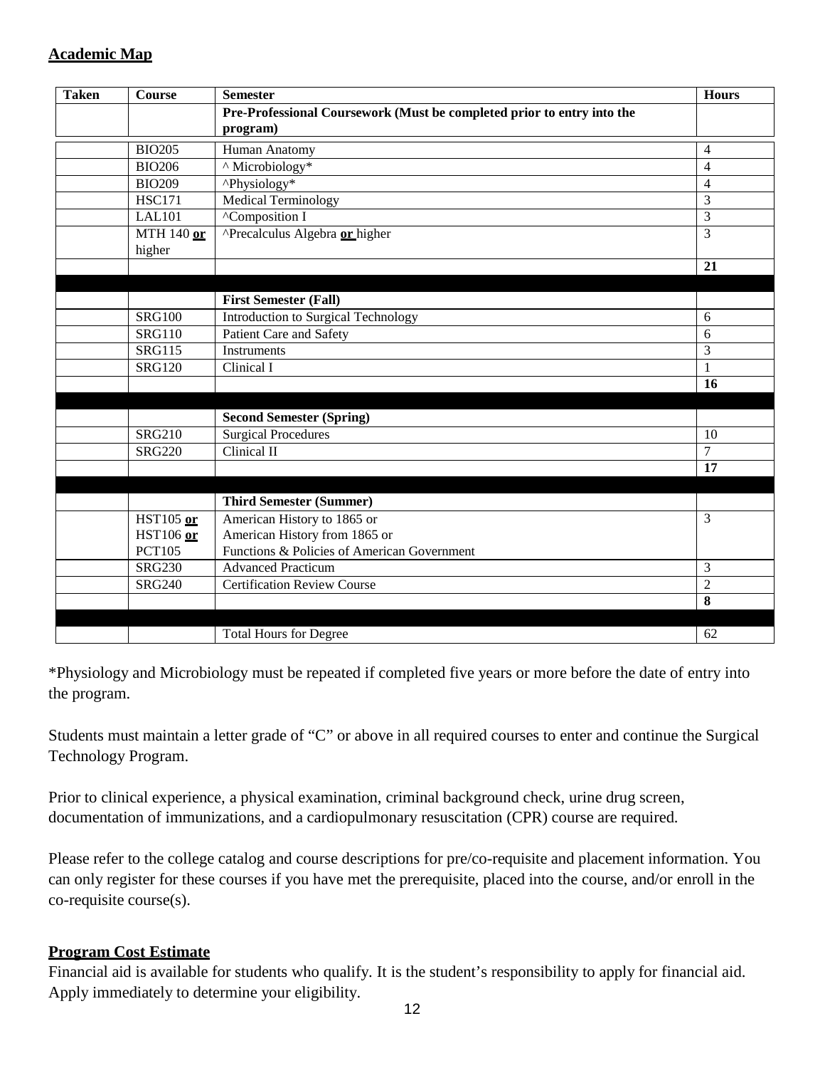## Academic Map

| Taken | Course | Semester | Hours |
|---|---|---|---|
| | | **Pre-Professional Coursework (Must be completed prior to entry into the program)** | |
| | BIO205 | Human Anatomy | 4 |
| | BIO206 | ^ Microbiology* | 4 |
| | BIO209 | ^Physiology* | 4 |
| | HSC171 | Medical Terminology | 3 |
| | LAL101 | ^Composition I | 3 |
| | MTH 140 **or** higher | ^Precalculus Algebra **or** higher | 3 |
| | | | **21** |
| | | | |
| | | **First Semester (Fall)** | |
| | SRG100 | Introduction to Surgical Technology | 6 |
| | SRG110 | Patient Care and Safety | 6 |
| | SRG115 | Instruments | 3 |
| | SRG120 | Clinical I | 1 |
| | | | **16** |
| | | | |
| | | **Second Semester (Spring)** | |
| | SRG210 | Surgical Procedures | 10 |
| | SRG220 | Clinical II | 7 |
| | | | **17** |
| | | | |
| | | **Third Semester (Summer)** | |
| | HST105 **or** HST106 **or** PCT105 | American History to 1865 or American History from 1865 or Functions & Policies of American Government | 3 |
| | SRG230 | Advanced Practicum | 3 |
| | SRG240 | Certification Review Course | 2 |
| | | | **8** |
| | | | |
| | | Total Hours for Degree | 62 |

*Physiology and Microbiology must be repeated if completed five years or more before the date of entry into the program.

Students must maintain a letter grade of "C" or above in all required courses to enter and continue the Surgical Technology Program.

Prior to clinical experience, a physical examination, criminal background check, urine drug screen, documentation of immunizations, and a cardiopulmonary resuscitation (CPR) course are required.

Please refer to the college catalog and course descriptions for pre/co-requisite and placement information. You can only register for these courses if you have met the prerequisite, placed into the course, and/or enroll in the co-requisite course(s).

## Program Cost Estimate

Financial aid is available for students who qualify. It is the student's responsibility to apply for financial aid. Apply immediately to determine your eligibility.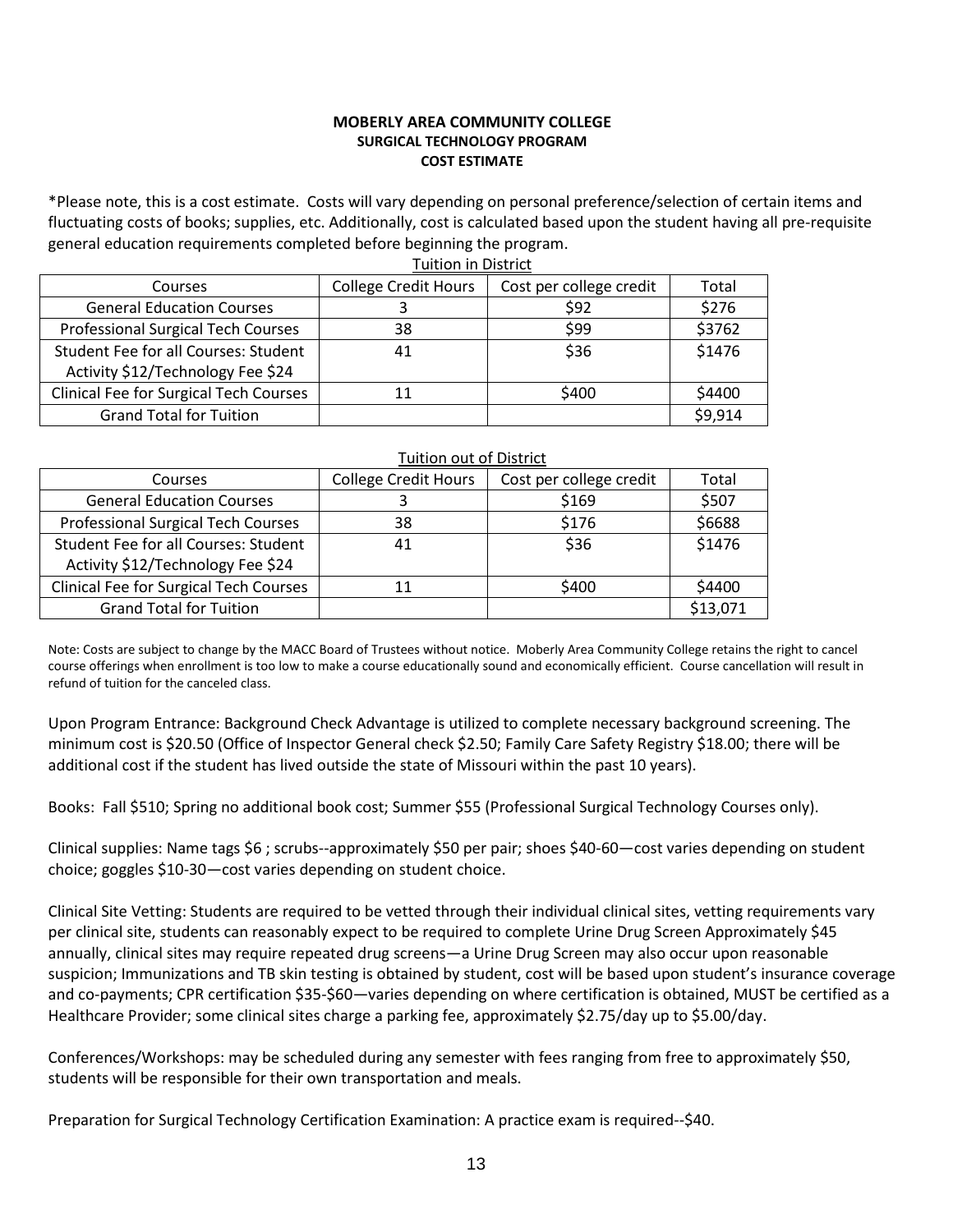**MOBERLY AREA COMMUNITY COLLEGE**
**SURGICAL TECHNOLOGY PROGRAM**
**COST ESTIMATE**

*Please note, this is a cost estimate. Costs will vary depending on personal preference/selection of certain items and fluctuating costs of books; supplies, etc. Additionally, cost is calculated based upon the student having all pre-requisite general education requirements completed before beginning the program.

Tuition in District

| Courses | College Credit Hours | Cost per college credit | Total |
|---|---|---|---|
| General Education Courses | 3 | $92 | $276 |
| Professional Surgical Tech Courses | 38 | $99 | $3762 |
| Student Fee for all Courses: Student Activity $12/Technology Fee $24 | 41 | $36 | $1476 |
| Clinical Fee for Surgical Tech Courses | 11 | $400 | $4400 |
| Grand Total for Tuition | | | $9,914 |

Tuition out of District

| Courses | College Credit Hours | Cost per college credit | Total |
|---|---|---|---|
| General Education Courses | 3 | $169 | $507 |
| Professional Surgical Tech Courses | 38 | $176 | $6688 |
| Student Fee for all Courses: Student Activity $12/Technology Fee $24 | 41 | $36 | $1476 |
| Clinical Fee for Surgical Tech Courses | 11 | $400 | $4400 |
| Grand Total for Tuition | | | $13,071 |

Note: Costs are subject to change by the MACC Board of Trustees without notice. Moberly Area Community College retains the right to cancel course offerings when enrollment is too low to make a course educationally sound and economically efficient. Course cancellation will result in refund of tuition for the canceled class.

Upon Program Entrance: Background Check Advantage is utilized to complete necessary background screening. The minimum cost is $20.50 (Office of Inspector General check $2.50; Family Care Safety Registry $18.00; there will be additional cost if the student has lived outside the state of Missouri within the past 10 years).

Books: Fall $510; Spring no additional book cost; Summer $55 (Professional Surgical Technology Courses only).

Clinical supplies: Name tags $6 ; scrubs--approximately $50 per pair; shoes $40-60—cost varies depending on student choice; goggles $10-30—cost varies depending on student choice.

Clinical Site Vetting: Students are required to be vetted through their individual clinical sites, vetting requirements vary per clinical site, students can reasonably expect to be required to complete Urine Drug Screen Approximately $45 annually, clinical sites may require repeated drug screens—a Urine Drug Screen may also occur upon reasonable suspicion; Immunizations and TB skin testing is obtained by student, cost will be based upon student's insurance coverage and co-payments; CPR certification $35-$60—varies depending on where certification is obtained, MUST be certified as a Healthcare Provider; some clinical sites charge a parking fee, approximately $2.75/day up to $5.00/day.

Conferences/Workshops: may be scheduled during any semester with fees ranging from free to approximately $50, students will be responsible for their own transportation and meals.

Preparation for Surgical Technology Certification Examination: A practice exam is required--$40.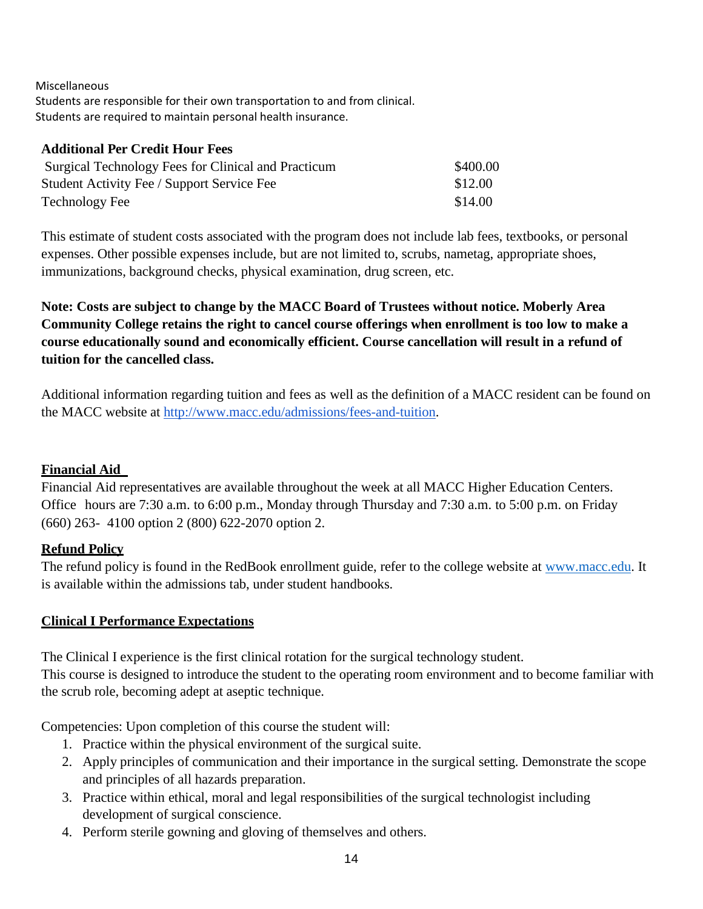Miscellaneous

Students are responsible for their own transportation to and from clinical.

Students are required to maintain personal health insurance.

**Additional Per Credit Hour Fees**

| | |
|---|---|
| Surgical Technology Fees for Clinical and Practicum | $400.00 |
| Student Activity Fee / Support Service Fee | $12.00 |
| Technology Fee | $14.00 |

This estimate of student costs associated with the program does not include lab fees, textbooks, or personal expenses. Other possible expenses include, but are not limited to, scrubs, nametag, appropriate shoes, immunizations, background checks, physical examination, drug screen, etc.

**Note: Costs are subject to change by the MACC Board of Trustees without notice. Moberly Area Community College retains the right to cancel course offerings when enrollment is too low to make a course educationally sound and economically efficient. Course cancellation will result in a refund of tuition for the cancelled class.**

Additional information regarding tuition and fees as well as the definition of a MACC resident can be found on the MACC website at http://www.macc.edu/admissions/fees-and-tuition.

## Financial Aid

Financial Aid representatives are available throughout the week at all MACC Higher Education Centers. Office hours are 7:30 a.m. to 6:00 p.m., Monday through Thursday and 7:30 a.m. to 5:00 p.m. on Friday (660) 263- 4100 option 2 (800) 622-2070 option 2.

## Refund Policy

The refund policy is found in the RedBook enrollment guide, refer to the college website at www.macc.edu. It is available within the admissions tab, under student handbooks.

## Clinical I Performance Expectations

The Clinical I experience is the first clinical rotation for the surgical technology student.
This course is designed to introduce the student to the operating room environment and to become familiar with the scrub role, becoming adept at aseptic technique.

Competencies: Upon completion of this course the student will:

1. Practice within the physical environment of the surgical suite.
2. Apply principles of communication and their importance in the surgical setting. Demonstrate the scope and principles of all hazards preparation.
3. Practice within ethical, moral and legal responsibilities of the surgical technologist including development of surgical conscience.
4. Perform sterile gowning and gloving of themselves and others.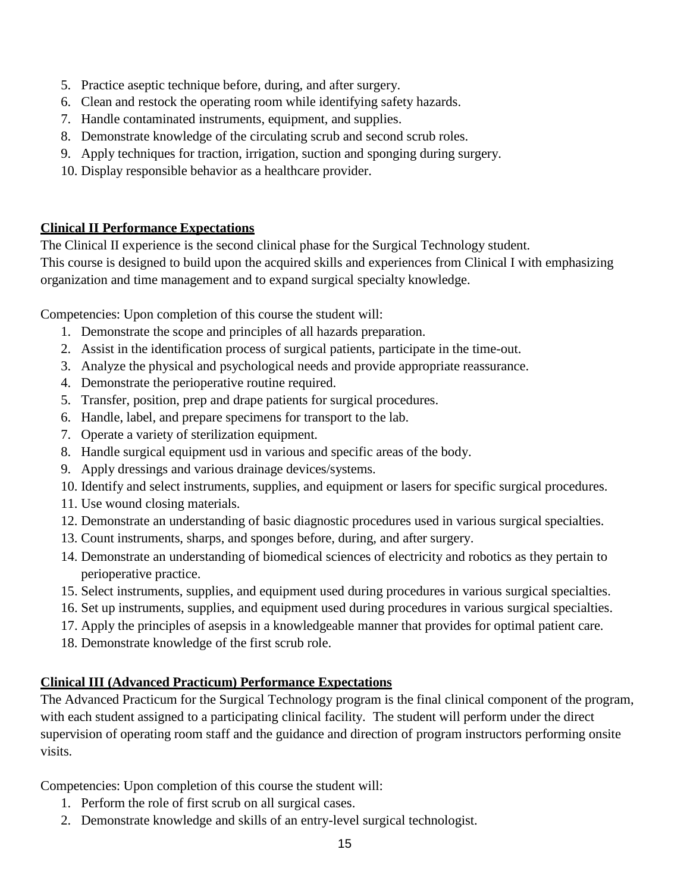5. Practice aseptic technique before, during, and after surgery.
6. Clean and restock the operating room while identifying safety hazards.
7. Handle contaminated instruments, equipment, and supplies.
8. Demonstrate knowledge of the circulating scrub and second scrub roles.
9. Apply techniques for traction, irrigation, suction and sponging during surgery.
10. Display responsible behavior as a healthcare provider.

**Clinical II Performance Expectations**

The Clinical II experience is the second clinical phase for the Surgical Technology student.
This course is designed to build upon the acquired skills and experiences from Clinical I with emphasizing organization and time management and to expand surgical specialty knowledge.

Competencies: Upon completion of this course the student will:

1. Demonstrate the scope and principles of all hazards preparation.
2. Assist in the identification process of surgical patients, participate in the time-out.
3. Analyze the physical and psychological needs and provide appropriate reassurance.
4. Demonstrate the perioperative routine required.
5. Transfer, position, prep and drape patients for surgical procedures.
6. Handle, label, and prepare specimens for transport to the lab.
7. Operate a variety of sterilization equipment.
8. Handle surgical equipment usd in various and specific areas of the body.
9. Apply dressings and various drainage devices/systems.
10. Identify and select instruments, supplies, and equipment or lasers for specific surgical procedures.
11. Use wound closing materials.
12. Demonstrate an understanding of basic diagnostic procedures used in various surgical specialties.
13. Count instruments, sharps, and sponges before, during, and after surgery.
14. Demonstrate an understanding of biomedical sciences of electricity and robotics as they pertain to perioperative practice.
15. Select instruments, supplies, and equipment used during procedures in various surgical specialties.
16. Set up instruments, supplies, and equipment used during procedures in various surgical specialties.
17. Apply the principles of asepsis in a knowledgeable manner that provides for optimal patient care.
18. Demonstrate knowledge of the first scrub role.

**Clinical III (Advanced Practicum) Performance Expectations**

The Advanced Practicum for the Surgical Technology program is the final clinical component of the program, with each student assigned to a participating clinical facility. The student will perform under the direct supervision of operating room staff and the guidance and direction of program instructors performing onsite visits.

Competencies: Upon completion of this course the student will:

1. Perform the role of first scrub on all surgical cases.
2. Demonstrate knowledge and skills of an entry-level surgical technologist.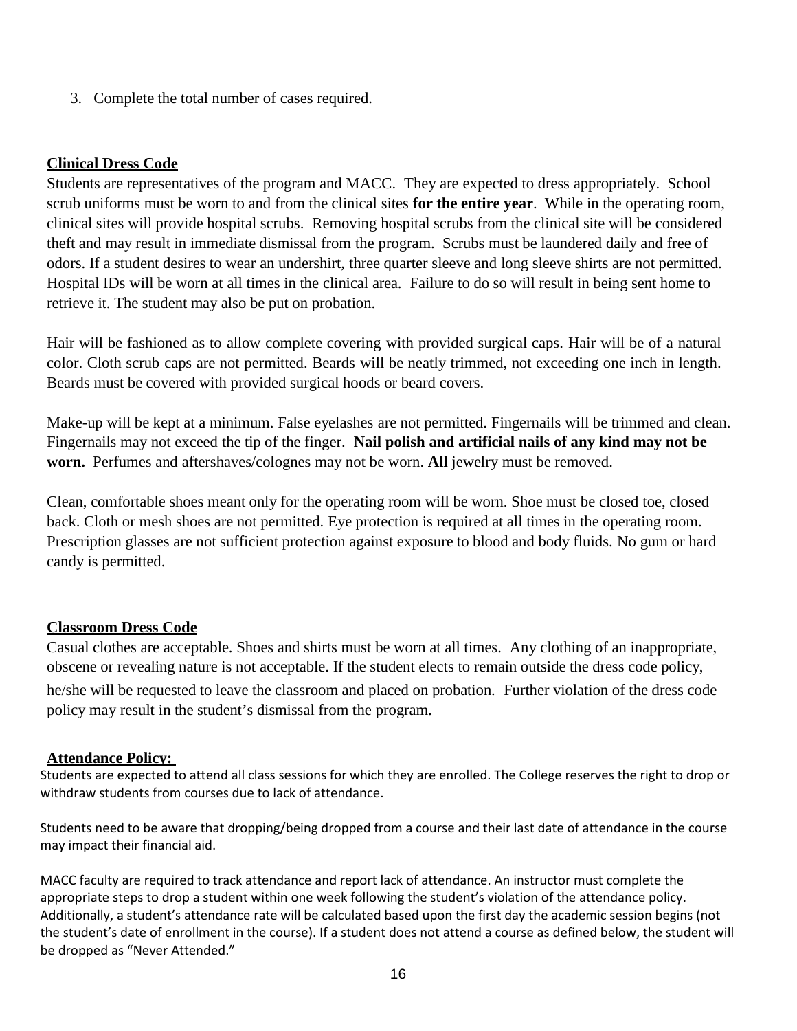3. Complete the total number of cases required.

## Clinical Dress Code

Students are representatives of the program and MACC. They are expected to dress appropriately. School scrub uniforms must be worn to and from the clinical sites **for the entire year**. While in the operating room, clinical sites will provide hospital scrubs. Removing hospital scrubs from the clinical site will be considered theft and may result in immediate dismissal from the program. Scrubs must be laundered daily and free of odors. If a student desires to wear an undershirt, three quarter sleeve and long sleeve shirts are not permitted. Hospital IDs will be worn at all times in the clinical area. Failure to do so will result in being sent home to retrieve it. The student may also be put on probation.

Hair will be fashioned as to allow complete covering with provided surgical caps. Hair will be of a natural color. Cloth scrub caps are not permitted. Beards will be neatly trimmed, not exceeding one inch in length. Beards must be covered with provided surgical hoods or beard covers.

Make-up will be kept at a minimum. False eyelashes are not permitted. Fingernails will be trimmed and clean. Fingernails may not exceed the tip of the finger. **Nail polish and artificial nails of any kind may not be worn.** Perfumes and aftershaves/colognes may not be worn. **All** jewelry must be removed.

Clean, comfortable shoes meant only for the operating room will be worn. Shoe must be closed toe, closed back. Cloth or mesh shoes are not permitted. Eye protection is required at all times in the operating room. Prescription glasses are not sufficient protection against exposure to blood and body fluids. No gum or hard candy is permitted.

## Classroom Dress Code

Casual clothes are acceptable. Shoes and shirts must be worn at all times. Any clothing of an inappropriate, obscene or revealing nature is not acceptable. If the student elects to remain outside the dress code policy, he/she will be requested to leave the classroom and placed on probation. Further violation of the dress code policy may result in the student's dismissal from the program.

## Attendance Policy:

Students are expected to attend all class sessions for which they are enrolled. The College reserves the right to drop or withdraw students from courses due to lack of attendance.

Students need to be aware that dropping/being dropped from a course and their last date of attendance in the course may impact their financial aid.

MACC faculty are required to track attendance and report lack of attendance. An instructor must complete the appropriate steps to drop a student within one week following the student's violation of the attendance policy. Additionally, a student's attendance rate will be calculated based upon the first day the academic session begins (not the student's date of enrollment in the course). If a student does not attend a course as defined below, the student will be dropped as "Never Attended."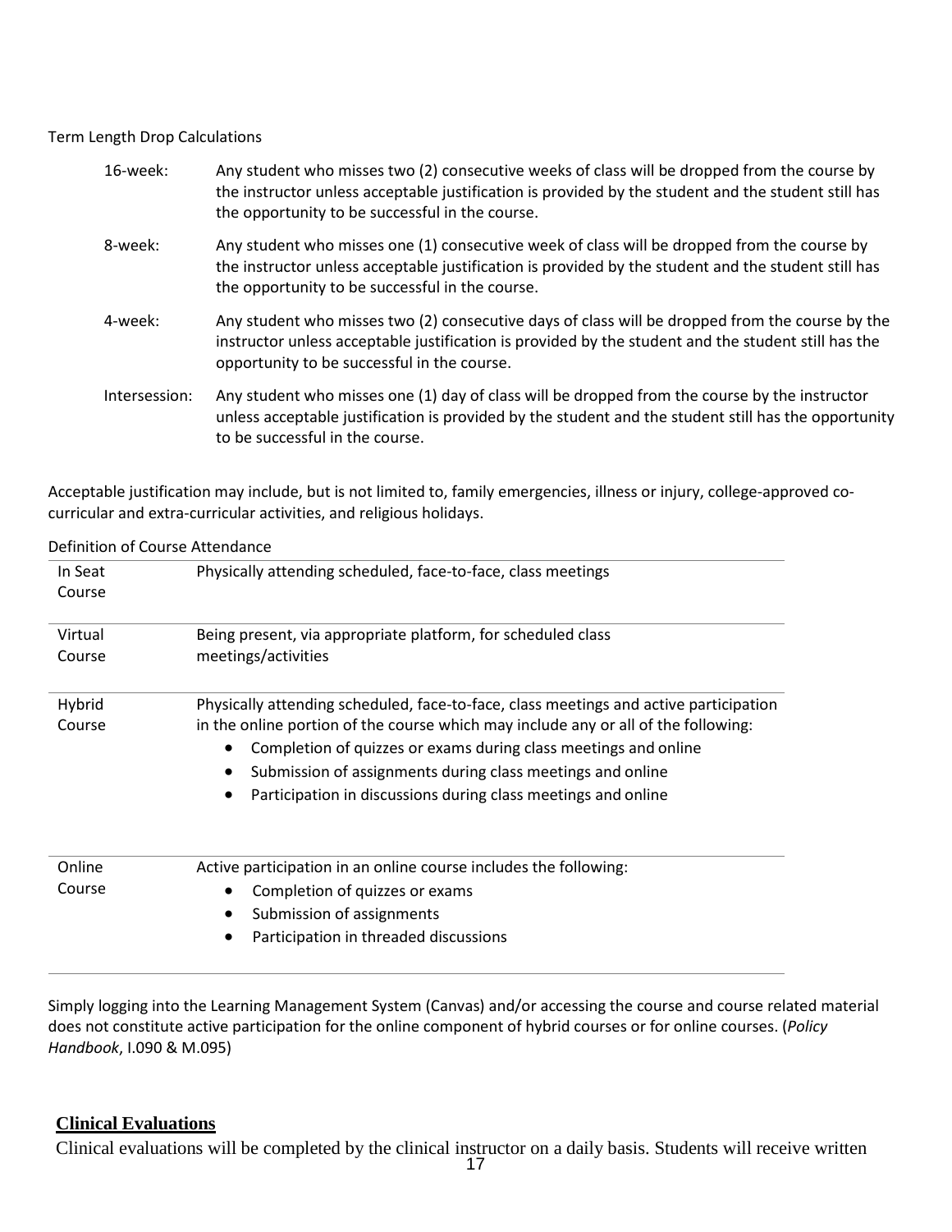Term Length Drop Calculations

| | |
|---|---|
| 16-week: | Any student who misses two (2) consecutive weeks of class will be dropped from the course by the instructor unless acceptable justification is provided by the student and the student still has the opportunity to be successful in the course. |
| 8-week: | Any student who misses one (1) consecutive week of class will be dropped from the course by the instructor unless acceptable justification is provided by the student and the student still has the opportunity to be successful in the course. |
| 4-week: | Any student who misses two (2) consecutive days of class will be dropped from the course by the instructor unless acceptable justification is provided by the student and the student still has the opportunity to be successful in the course. |
| Intersession: | Any student who misses one (1) day of class will be dropped from the course by the instructor unless acceptable justification is provided by the student and the student still has the opportunity to be successful in the course. |

Acceptable justification may include, but is not limited to, family emergencies, illness or injury, college-approved co-curricular and extra-curricular activities, and religious holidays.

Definition of Course Attendance

| | |
|---|---|
| In Seat Course | Physically attending scheduled, face-to-face, class meetings |
| Virtual Course | Being present, via appropriate platform, for scheduled class meetings/activities |
| Hybrid Course | Physically attending scheduled, face-to-face, class meetings and active participation in the online portion of the course which may include any or all of the following:<br>• Completion of quizzes or exams during class meetings and online<br>• Submission of assignments during class meetings and online<br>• Participation in discussions during class meetings and online |
| Online Course | Active participation in an online course includes the following:<br>• Completion of quizzes or exams<br>• Submission of assignments<br>• Participation in threaded discussions |

Simply logging into the Learning Management System (Canvas) and/or accessing the course and course related material does not constitute active participation for the online component of hybrid courses or for online courses. (*Policy Handbook*, I.090 & M.095)

## Clinical Evaluations

Clinical evaluations will be completed by the clinical instructor on a daily basis. Students will receive written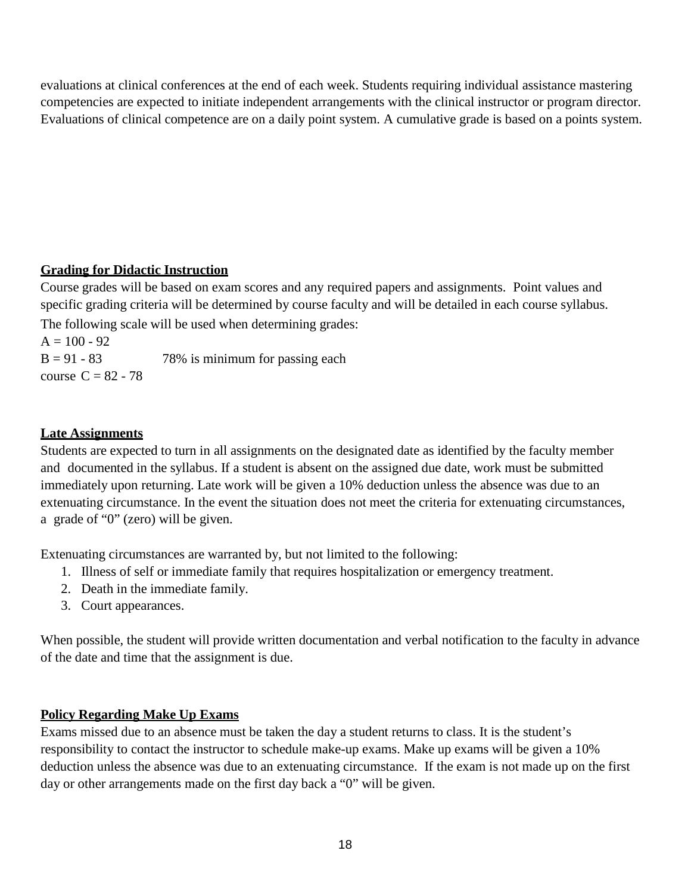evaluations at clinical conferences at the end of each week. Students requiring individual assistance mastering competencies are expected to initiate independent arrangements with the clinical instructor or program director. Evaluations of clinical competence are on a daily point system. A cumulative grade is based on a points system.

**Grading for Didactic Instruction**

Course grades will be based on exam scores and any required papers and assignments. Point values and specific grading criteria will be determined by course faculty and will be detailed in each course syllabus. The following scale will be used when determining grades:

A = 100 - 92
B = 91 - 83 78% is minimum for passing each course
C = 82 - 78

**Late Assignments**

Students are expected to turn in all assignments on the designated date as identified by the faculty member and documented in the syllabus. If a student is absent on the assigned due date, work must be submitted immediately upon returning. Late work will be given a 10% deduction unless the absence was due to an extenuating circumstance. In the event the situation does not meet the criteria for extenuating circumstances, a grade of "0" (zero) will be given.

Extenuating circumstances are warranted by, but not limited to the following:

1. Illness of self or immediate family that requires hospitalization or emergency treatment.
2. Death in the immediate family.
3. Court appearances.

When possible, the student will provide written documentation and verbal notification to the faculty in advance of the date and time that the assignment is due.

**Policy Regarding Make Up Exams**

Exams missed due to an absence must be taken the day a student returns to class. It is the student's responsibility to contact the instructor to schedule make-up exams. Make up exams will be given a 10% deduction unless the absence was due to an extenuating circumstance. If the exam is not made up on the first day or other arrangements made on the first day back a "0" will be given.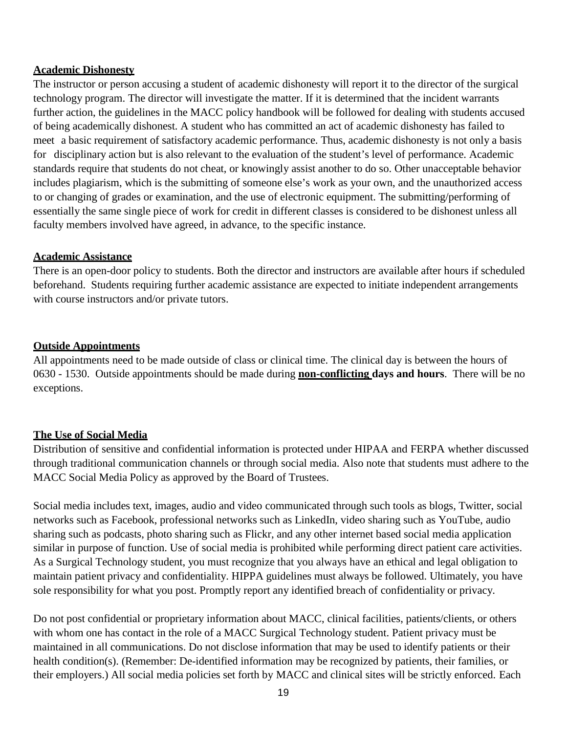**Academic Dishonesty**

The instructor or person accusing a student of academic dishonesty will report it to the director of the surgical technology program. The director will investigate the matter. If it is determined that the incident warrants further action, the guidelines in the MACC policy handbook will be followed for dealing with students accused of being academically dishonest. A student who has committed an act of academic dishonesty has failed to meet a basic requirement of satisfactory academic performance. Thus, academic dishonesty is not only a basis for disciplinary action but is also relevant to the evaluation of the student's level of performance. Academic standards require that students do not cheat, or knowingly assist another to do so. Other unacceptable behavior includes plagiarism, which is the submitting of someone else's work as your own, and the unauthorized access to or changing of grades or examination, and the use of electronic equipment. The submitting/performing of essentially the same single piece of work for credit in different classes is considered to be dishonest unless all faculty members involved have agreed, in advance, to the specific instance.

**Academic Assistance**

There is an open-door policy to students. Both the director and instructors are available after hours if scheduled beforehand. Students requiring further academic assistance are expected to initiate independent arrangements with course instructors and/or private tutors.

**Outside Appointments**

All appointments need to be made outside of class or clinical time. The clinical day is between the hours of 0630 - 1530. Outside appointments should be made during **non-conflicting days and hours**. There will be no exceptions.

**The Use of Social Media**

Distribution of sensitive and confidential information is protected under HIPAA and FERPA whether discussed through traditional communication channels or through social media. Also note that students must adhere to the MACC Social Media Policy as approved by the Board of Trustees.

Social media includes text, images, audio and video communicated through such tools as blogs, Twitter, social networks such as Facebook, professional networks such as LinkedIn, video sharing such as YouTube, audio sharing such as podcasts, photo sharing such as Flickr, and any other internet based social media application similar in purpose of function. Use of social media is prohibited while performing direct patient care activities. As a Surgical Technology student, you must recognize that you always have an ethical and legal obligation to maintain patient privacy and confidentiality. HIPPA guidelines must always be followed. Ultimately, you have sole responsibility for what you post. Promptly report any identified breach of confidentiality or privacy.

Do not post confidential or proprietary information about MACC, clinical facilities, patients/clients, or others with whom one has contact in the role of a MACC Surgical Technology student. Patient privacy must be maintained in all communications. Do not disclose information that may be used to identify patients or their health condition(s). (Remember: De-identified information may be recognized by patients, their families, or their employers.) All social media policies set forth by MACC and clinical sites will be strictly enforced. Each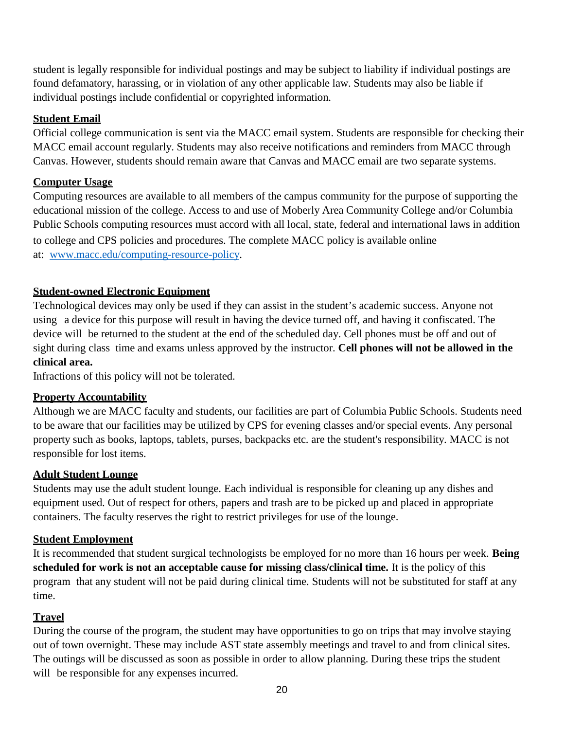student is legally responsible for individual postings and may be subject to liability if individual postings are found defamatory, harassing, or in violation of any other applicable law. Students may also be liable if individual postings include confidential or copyrighted information.

## Student Email

Official college communication is sent via the MACC email system. Students are responsible for checking their MACC email account regularly. Students may also receive notifications and reminders from MACC through Canvas. However, students should remain aware that Canvas and MACC email are two separate systems.

## Computer Usage

Computing resources are available to all members of the campus community for the purpose of supporting the educational mission of the college. Access to and use of Moberly Area Community College and/or Columbia Public Schools computing resources must accord with all local, state, federal and international laws in addition to college and CPS policies and procedures. The complete MACC policy is available online at: [www.macc.edu/computing-resource-policy](www.macc.edu/computing-resource-policy).

## Student-owned Electronic Equipment

Technological devices may only be used if they can assist in the student's academic success. Anyone not using a device for this purpose will result in having the device turned off, and having it confiscated. The device will be returned to the student at the end of the scheduled day. Cell phones must be off and out of sight during class time and exams unless approved by the instructor. **Cell phones will not be allowed in the clinical area.**

Infractions of this policy will not be tolerated.

## Property Accountability

Although we are MACC faculty and students, our facilities are part of Columbia Public Schools. Students need to be aware that our facilities may be utilized by CPS for evening classes and/or special events. Any personal property such as books, laptops, tablets, purses, backpacks etc. are the student's responsibility. MACC is not responsible for lost items.

## Adult Student Lounge

Students may use the adult student lounge. Each individual is responsible for cleaning up any dishes and equipment used. Out of respect for others, papers and trash are to be picked up and placed in appropriate containers. The faculty reserves the right to restrict privileges for use of the lounge.

## Student Employment

It is recommended that student surgical technologists be employed for no more than 16 hours per week. **Being scheduled for work is not an acceptable cause for missing class/clinical time.** It is the policy of this program that any student will not be paid during clinical time. Students will not be substituted for staff at any time.

## Travel

During the course of the program, the student may have opportunities to go on trips that may involve staying out of town overnight. These may include AST state assembly meetings and travel to and from clinical sites. The outings will be discussed as soon as possible in order to allow planning. During these trips the student will be responsible for any expenses incurred.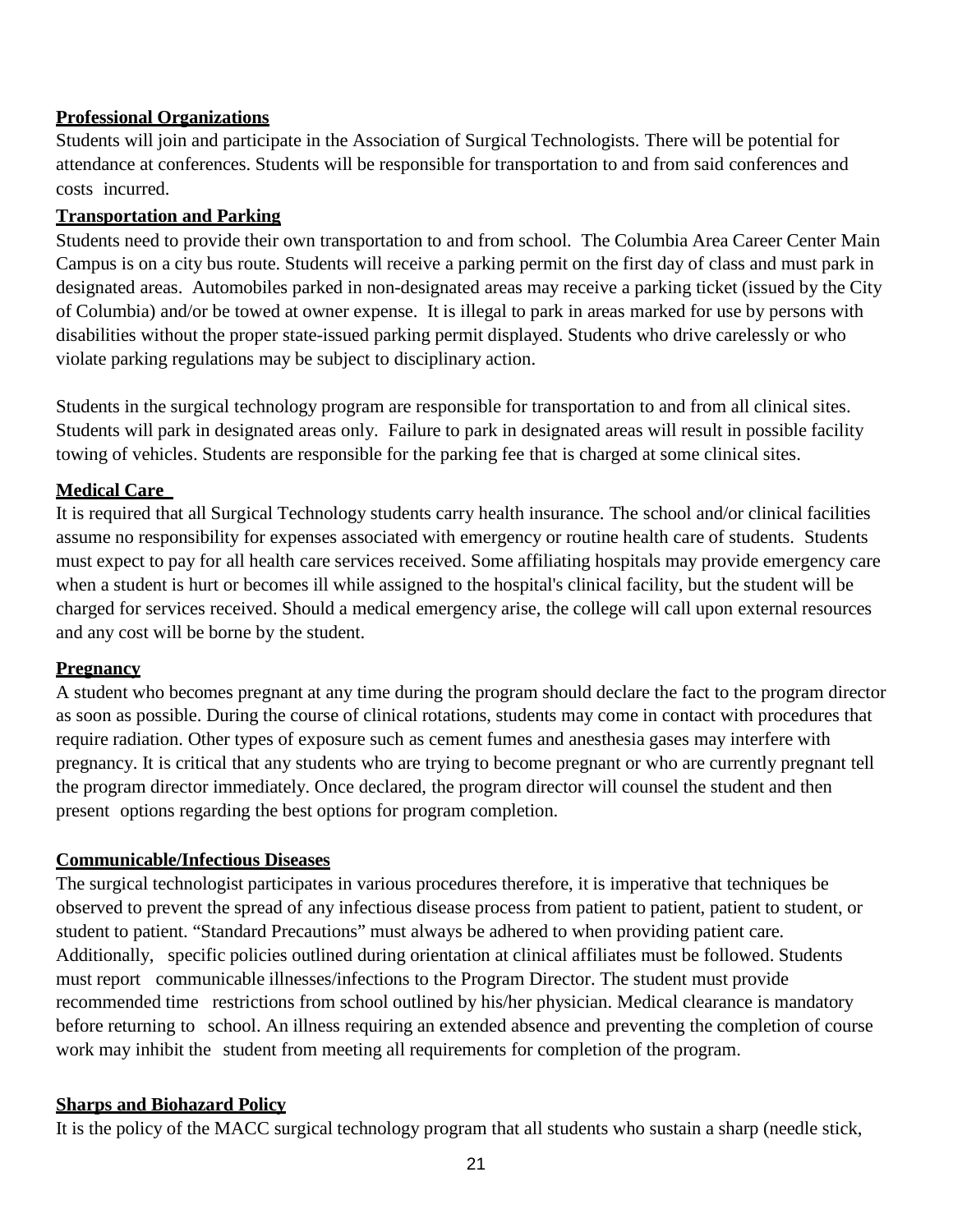**Professional Organizations**

Students will join and participate in the Association of Surgical Technologists. There will be potential for attendance at conferences. Students will be responsible for transportation to and from said conferences and costs incurred.

**Transportation and Parking**

Students need to provide their own transportation to and from school. The Columbia Area Career Center Main Campus is on a city bus route. Students will receive a parking permit on the first day of class and must park in designated areas. Automobiles parked in non-designated areas may receive a parking ticket (issued by the City of Columbia) and/or be towed at owner expense. It is illegal to park in areas marked for use by persons with disabilities without the proper state-issued parking permit displayed. Students who drive carelessly or who violate parking regulations may be subject to disciplinary action.

Students in the surgical technology program are responsible for transportation to and from all clinical sites. Students will park in designated areas only. Failure to park in designated areas will result in possible facility towing of vehicles. Students are responsible for the parking fee that is charged at some clinical sites.

**Medical Care**

It is required that all Surgical Technology students carry health insurance. The school and/or clinical facilities assume no responsibility for expenses associated with emergency or routine health care of students. Students must expect to pay for all health care services received. Some affiliating hospitals may provide emergency care when a student is hurt or becomes ill while assigned to the hospital's clinical facility, but the student will be charged for services received. Should a medical emergency arise, the college will call upon external resources and any cost will be borne by the student.

**Pregnancy**

A student who becomes pregnant at any time during the program should declare the fact to the program director as soon as possible. During the course of clinical rotations, students may come in contact with procedures that require radiation. Other types of exposure such as cement fumes and anesthesia gases may interfere with pregnancy. It is critical that any students who are trying to become pregnant or who are currently pregnant tell the program director immediately. Once declared, the program director will counsel the student and then present options regarding the best options for program completion.

**Communicable/Infectious Diseases**

The surgical technologist participates in various procedures therefore, it is imperative that techniques be observed to prevent the spread of any infectious disease process from patient to patient, patient to student, or student to patient. "Standard Precautions" must always be adhered to when providing patient care. Additionally, specific policies outlined during orientation at clinical affiliates must be followed. Students must report communicable illnesses/infections to the Program Director. The student must provide recommended time restrictions from school outlined by his/her physician. Medical clearance is mandatory before returning to school. An illness requiring an extended absence and preventing the completion of course work may inhibit the student from meeting all requirements for completion of the program.

**Sharps and Biohazard Policy**

It is the policy of the MACC surgical technology program that all students who sustain a sharp (needle stick,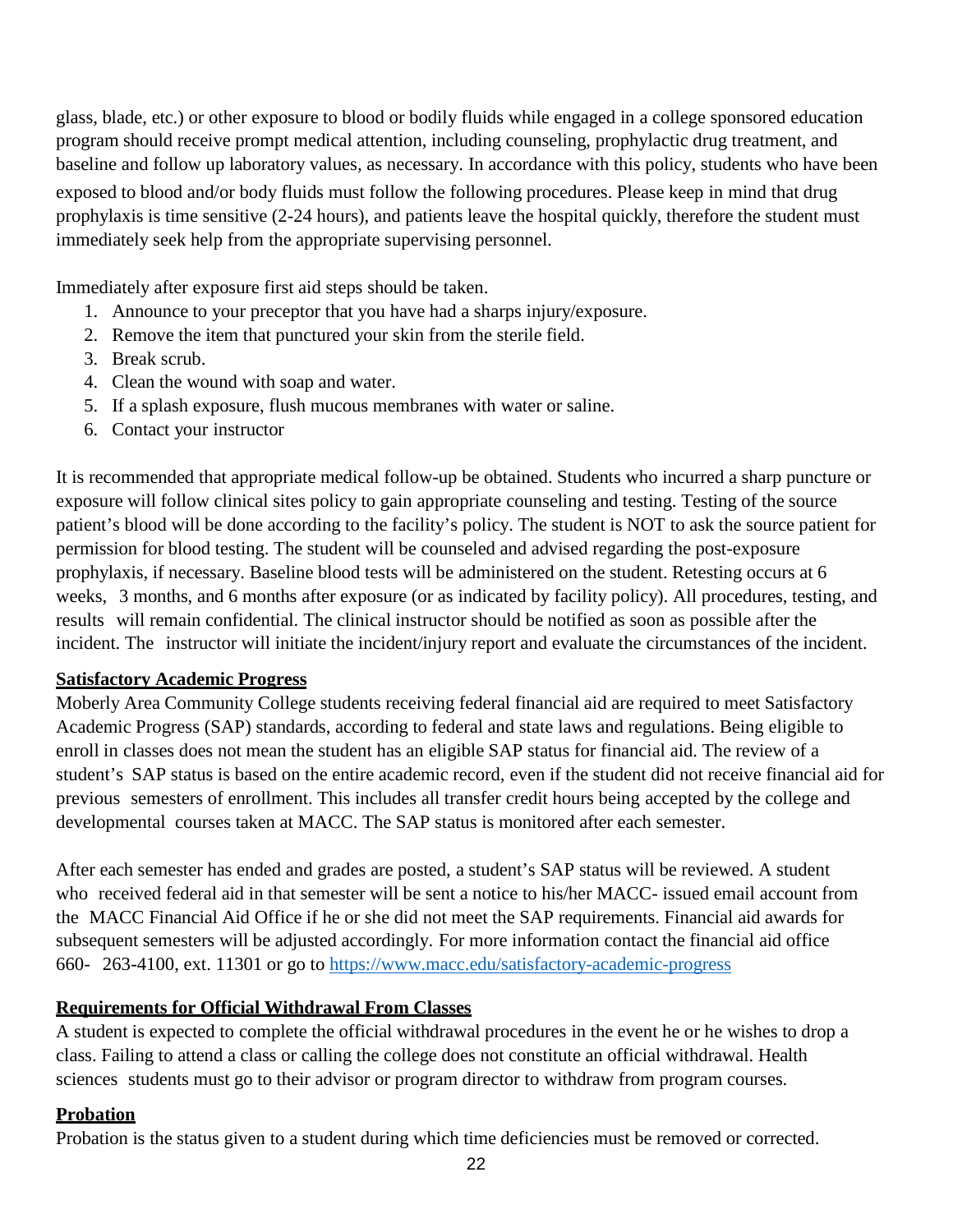glass, blade, etc.) or other exposure to blood or bodily fluids while engaged in a college sponsored education program should receive prompt medical attention, including counseling, prophylactic drug treatment, and baseline and follow up laboratory values, as necessary. In accordance with this policy, students who have been exposed to blood and/or body fluids must follow the following procedures. Please keep in mind that drug prophylaxis is time sensitive (2-24 hours), and patients leave the hospital quickly, therefore the student must immediately seek help from the appropriate supervising personnel.

Immediately after exposure first aid steps should be taken.

1. Announce to your preceptor that you have had a sharps injury/exposure.
2. Remove the item that punctured your skin from the sterile field.
3. Break scrub.
4. Clean the wound with soap and water.
5. If a splash exposure, flush mucous membranes with water or saline.
6. Contact your instructor

It is recommended that appropriate medical follow-up be obtained. Students who incurred a sharp puncture or exposure will follow clinical sites policy to gain appropriate counseling and testing. Testing of the source patient's blood will be done according to the facility's policy. The student is NOT to ask the source patient for permission for blood testing. The student will be counseled and advised regarding the post-exposure prophylaxis, if necessary. Baseline blood tests will be administered on the student. Retesting occurs at 6 weeks, 3 months, and 6 months after exposure (or as indicated by facility policy). All procedures, testing, and results will remain confidential. The clinical instructor should be notified as soon as possible after the incident. The instructor will initiate the incident/injury report and evaluate the circumstances of the incident.

**Satisfactory Academic Progress**

Moberly Area Community College students receiving federal financial aid are required to meet Satisfactory Academic Progress (SAP) standards, according to federal and state laws and regulations. Being eligible to enroll in classes does not mean the student has an eligible SAP status for financial aid. The review of a student's SAP status is based on the entire academic record, even if the student did not receive financial aid for previous semesters of enrollment. This includes all transfer credit hours being accepted by the college and developmental courses taken at MACC. The SAP status is monitored after each semester.

After each semester has ended and grades are posted, a student's SAP status will be reviewed. A student who received federal aid in that semester will be sent a notice to his/her MACC- issued email account from the MACC Financial Aid Office if he or she did not meet the SAP requirements. Financial aid awards for subsequent semesters will be adjusted accordingly. For more information contact the financial aid office 660- 263-4100, ext. 11301 or go to https://www.macc.edu/satisfactory-academic-progress

**Requirements for Official Withdrawal From Classes**

A student is expected to complete the official withdrawal procedures in the event he or he wishes to drop a class. Failing to attend a class or calling the college does not constitute an official withdrawal. Health sciences students must go to their advisor or program director to withdraw from program courses.

**Probation**

Probation is the status given to a student during which time deficiencies must be removed or corrected.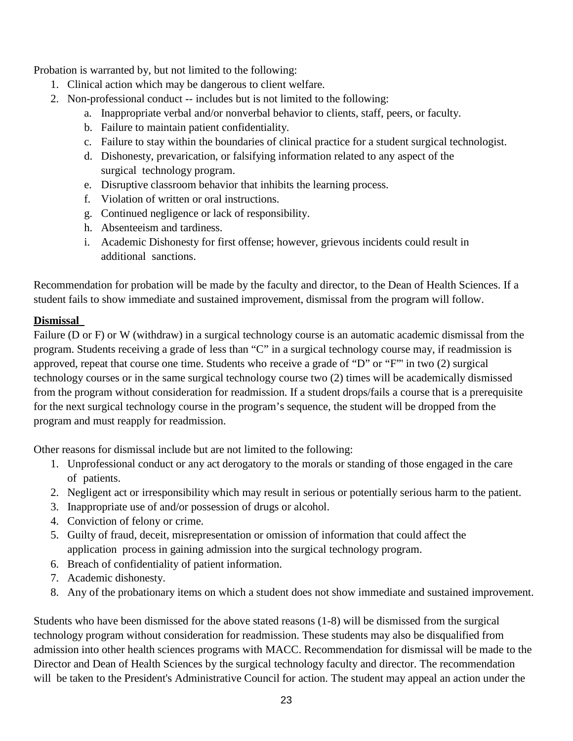Probation is warranted by, but not limited to the following:

1. Clinical action which may be dangerous to client welfare.
2. Non-professional conduct -- includes but is not limited to the following:
    a. Inappropriate verbal and/or nonverbal behavior to clients, staff, peers, or faculty.
    b. Failure to maintain patient confidentiality.
    c. Failure to stay within the boundaries of clinical practice for a student surgical technologist.
    d. Dishonesty, prevarication, or falsifying information related to any aspect of the surgical technology program.
    e. Disruptive classroom behavior that inhibits the learning process.
    f. Violation of written or oral instructions.
    g. Continued negligence or lack of responsibility.
    h. Absenteeism and tardiness.
    i. Academic Dishonesty for first offense; however, grievous incidents could result in additional sanctions.

Recommendation for probation will be made by the faculty and director, to the Dean of Health Sciences. If a student fails to show immediate and sustained improvement, dismissal from the program will follow.

**Dismissal**

Failure (D or F) or W (withdraw) in a surgical technology course is an automatic academic dismissal from the program. Students receiving a grade of less than "C" in a surgical technology course may, if readmission is approved, repeat that course one time. Students who receive a grade of "D" or "F"' in two (2) surgical technology courses or in the same surgical technology course two (2) times will be academically dismissed from the program without consideration for readmission. If a student drops/fails a course that is a prerequisite for the next surgical technology course in the program's sequence, the student will be dropped from the program and must reapply for readmission.

Other reasons for dismissal include but are not limited to the following:

1. Unprofessional conduct or any act derogatory to the morals or standing of those engaged in the care of patients.
2. Negligent act or irresponsibility which may result in serious or potentially serious harm to the patient.
3. Inappropriate use of and/or possession of drugs or alcohol.
4. Conviction of felony or crime.
5. Guilty of fraud, deceit, misrepresentation or omission of information that could affect the application process in gaining admission into the surgical technology program.
6. Breach of confidentiality of patient information.
7. Academic dishonesty.
8. Any of the probationary items on which a student does not show immediate and sustained improvement.

Students who have been dismissed for the above stated reasons (1-8) will be dismissed from the surgical technology program without consideration for readmission. These students may also be disqualified from admission into other health sciences programs with MACC. Recommendation for dismissal will be made to the Director and Dean of Health Sciences by the surgical technology faculty and director. The recommendation will be taken to the President's Administrative Council for action. The student may appeal an action under the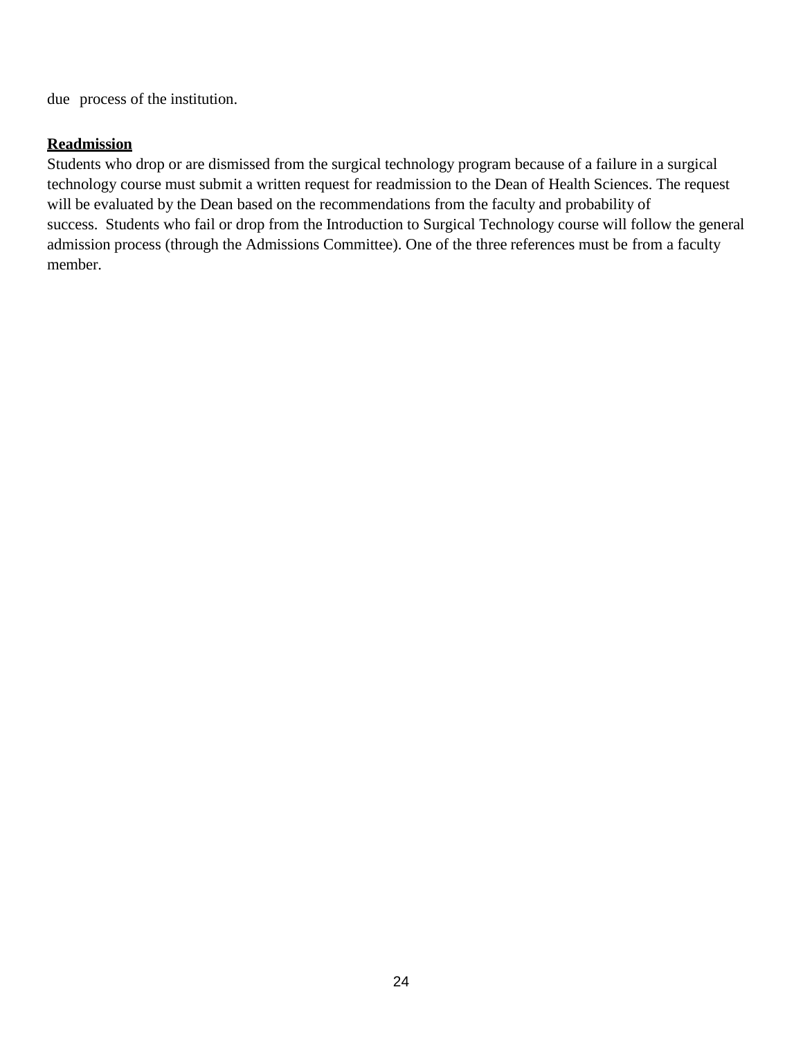due process of the institution.

**Readmission**

Students who drop or are dismissed from the surgical technology program because of a failure in a surgical technology course must submit a written request for readmission to the Dean of Health Sciences. The request will be evaluated by the Dean based on the recommendations from the faculty and probability of success. Students who fail or drop from the Introduction to Surgical Technology course will follow the general admission process (through the Admissions Committee). One of the three references must be from a faculty member.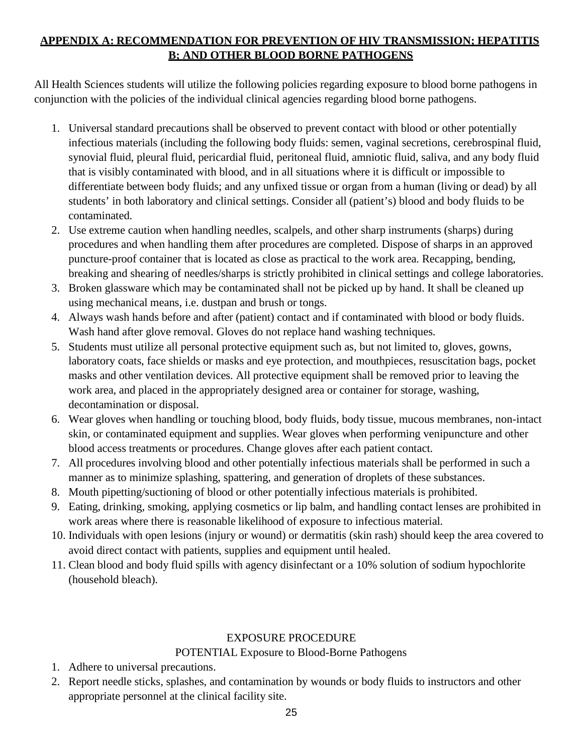## **APPENDIX A: RECOMMENDATION FOR PREVENTION OF HIV TRANSMISSION; HEPATITIS B; AND OTHER BLOOD BORNE PATHOGENS**

All Health Sciences students will utilize the following policies regarding exposure to blood borne pathogens in conjunction with the policies of the individual clinical agencies regarding blood borne pathogens.

1. Universal standard precautions shall be observed to prevent contact with blood or other potentially infectious materials (including the following body fluids: semen, vaginal secretions, cerebrospinal fluid, synovial fluid, pleural fluid, pericardial fluid, peritoneal fluid, amniotic fluid, saliva, and any body fluid that is visibly contaminated with blood, and in all situations where it is difficult or impossible to differentiate between body fluids; and any unfixed tissue or organ from a human (living or dead) by all students' in both laboratory and clinical settings. Consider all (patient's) blood and body fluids to be contaminated.
2. Use extreme caution when handling needles, scalpels, and other sharp instruments (sharps) during procedures and when handling them after procedures are completed. Dispose of sharps in an approved puncture-proof container that is located as close as practical to the work area. Recapping, bending, breaking and shearing of needles/sharps is strictly prohibited in clinical settings and college laboratories.
3. Broken glassware which may be contaminated shall not be picked up by hand. It shall be cleaned up using mechanical means, i.e. dustpan and brush or tongs.
4. Always wash hands before and after (patient) contact and if contaminated with blood or body fluids. Wash hand after glove removal. Gloves do not replace hand washing techniques.
5. Students must utilize all personal protective equipment such as, but not limited to, gloves, gowns, laboratory coats, face shields or masks and eye protection, and mouthpieces, resuscitation bags, pocket masks and other ventilation devices. All protective equipment shall be removed prior to leaving the work area, and placed in the appropriately designed area or container for storage, washing, decontamination or disposal.
6. Wear gloves when handling or touching blood, body fluids, body tissue, mucous membranes, non-intact skin, or contaminated equipment and supplies. Wear gloves when performing venipuncture and other blood access treatments or procedures. Change gloves after each patient contact.
7. All procedures involving blood and other potentially infectious materials shall be performed in such a manner as to minimize splashing, spattering, and generation of droplets of these substances.
8. Mouth pipetting/suctioning of blood or other potentially infectious materials is prohibited.
9. Eating, drinking, smoking, applying cosmetics or lip balm, and handling contact lenses are prohibited in work areas where there is reasonable likelihood of exposure to infectious material.
10. Individuals with open lesions (injury or wound) or dermatitis (skin rash) should keep the area covered to avoid direct contact with patients, supplies and equipment until healed.
11. Clean blood and body fluid spills with agency disinfectant or a 10% solution of sodium hypochlorite (household bleach).

### EXPOSURE PROCEDURE

POTENTIAL Exposure to Blood-Borne Pathogens

1. Adhere to universal precautions.
2. Report needle sticks, splashes, and contamination by wounds or body fluids to instructors and other appropriate personnel at the clinical facility site.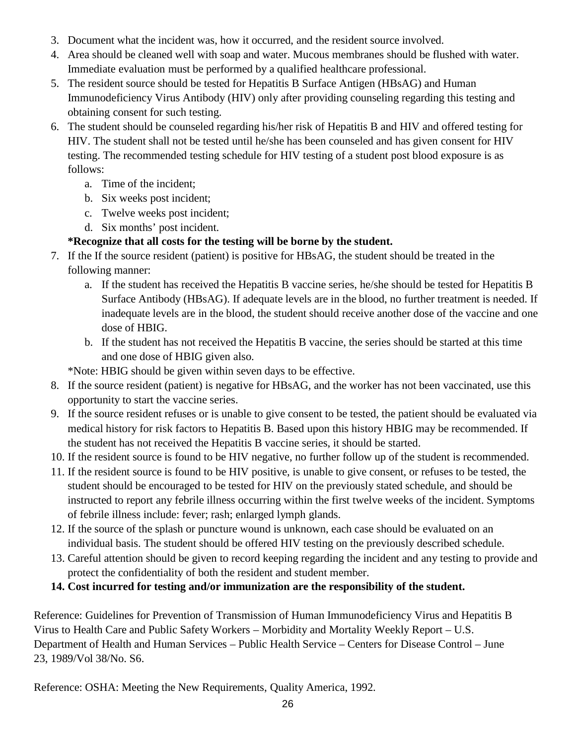3. Document what the incident was, how it occurred, and the resident source involved.
4. Area should be cleaned well with soap and water. Mucous membranes should be flushed with water. Immediate evaluation must be performed by a qualified healthcare professional.
5. The resident source should be tested for Hepatitis B Surface Antigen (HBsAG) and Human Immunodeficiency Virus Antibody (HIV) only after providing counseling regarding this testing and obtaining consent for such testing.
6. The student should be counseled regarding his/her risk of Hepatitis B and HIV and offered testing for HIV. The student shall not be tested until he/she has been counseled and has given consent for HIV testing. The recommended testing schedule for HIV testing of a student post blood exposure is as follows:
   a. Time of the incident;
   b. Six weeks post incident;
   c. Twelve weeks post incident;
   d. Six months' post incident.

   **\*Recognize that all costs for the testing will be borne by the student.**
7. If the If the source resident (patient) is positive for HBsAG, the student should be treated in the following manner:
   a. If the student has received the Hepatitis B vaccine series, he/she should be tested for Hepatitis B Surface Antibody (HBsAG). If adequate levels are in the blood, no further treatment is needed. If inadequate levels are in the blood, the student should receive another dose of the vaccine and one dose of HBIG.
   b. If the student has not received the Hepatitis B vaccine, the series should be started at this time and one dose of HBIG given also.

   *Note: HBIG should be given within seven days to be effective.
8. If the source resident (patient) is negative for HBsAG, and the worker has not been vaccinated, use this opportunity to start the vaccine series.
9. If the source resident refuses or is unable to give consent to be tested, the patient should be evaluated via medical history for risk factors to Hepatitis B. Based upon this history HBIG may be recommended. If the student has not received the Hepatitis B vaccine series, it should be started.
10. If the resident source is found to be HIV negative, no further follow up of the student is recommended.
11. If the resident source is found to be HIV positive, is unable to give consent, or refuses to be tested, the student should be encouraged to be tested for HIV on the previously stated schedule, and should be instructed to report any febrile illness occurring within the first twelve weeks of the incident. Symptoms of febrile illness include: fever; rash; enlarged lymph glands.
12. If the source of the splash or puncture wound is unknown, each case should be evaluated on an individual basis. The student should be offered HIV testing on the previously described schedule.
13. Careful attention should be given to record keeping regarding the incident and any testing to provide and protect the confidentiality of both the resident and student member.
14. **Cost incurred for testing and/or immunization are the responsibility of the student.**

Reference: Guidelines for Prevention of Transmission of Human Immunodeficiency Virus and Hepatitis B Virus to Health Care and Public Safety Workers – Morbidity and Mortality Weekly Report – U.S. Department of Health and Human Services – Public Health Service – Centers for Disease Control – June 23, 1989/Vol 38/No. S6.

Reference: OSHA: Meeting the New Requirements, Quality America, 1992.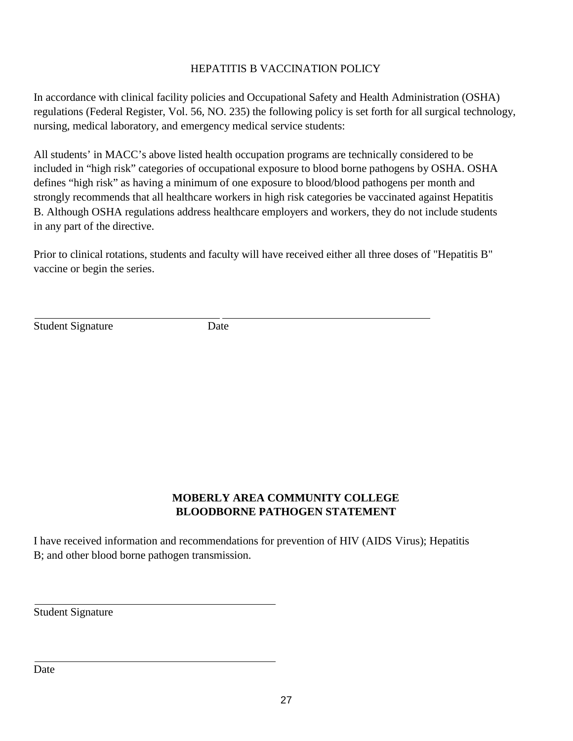## HEPATITIS B VACCINATION POLICY

In accordance with clinical facility policies and Occupational Safety and Health Administration (OSHA) regulations (Federal Register, Vol. 56, NO. 235) the following policy is set forth for all surgical technology, nursing, medical laboratory, and emergency medical service students:

All students' in MACC's above listed health occupation programs are technically considered to be included in "high risk" categories of occupational exposure to blood borne pathogens by OSHA. OSHA defines "high risk" as having a minimum of one exposure to blood/blood pathogens per month and strongly recommends that all healthcare workers in high risk categories be vaccinated against Hepatitis B. Although OSHA regulations address healthcare employers and workers, they do not include students in any part of the directive.

Prior to clinical rotations, students and faculty will have received either all three doses of "Hepatitis B" vaccine or begin the series.

\_\_\_\_\_\_\_\_\_\_\_\_\_\_\_\_\_\_\_\_\_\_\_\_\_\_\_\_\_\_ \_\_\_\_\_\_\_\_\_\_\_\_\_\_\_\_\_\_\_\_\_\_\_\_\_\_\_\_\_\_

Student Signature Date

## MOBERLY AREA COMMUNITY COLLEGE
## BLOODBORNE PATHOGEN STATEMENT

I have received information and recommendations for prevention of HIV (AIDS Virus); Hepatitis B; and other blood borne pathogen transmission.

\_\_\_\_\_\_\_\_\_\_\_\_\_\_\_\_\_\_\_\_\_\_\_\_\_\_\_\_\_\_

Student Signature

\_\_\_\_\_\_\_\_\_\_\_\_\_\_\_\_\_\_\_\_\_\_\_\_\_\_\_\_\_\_

Date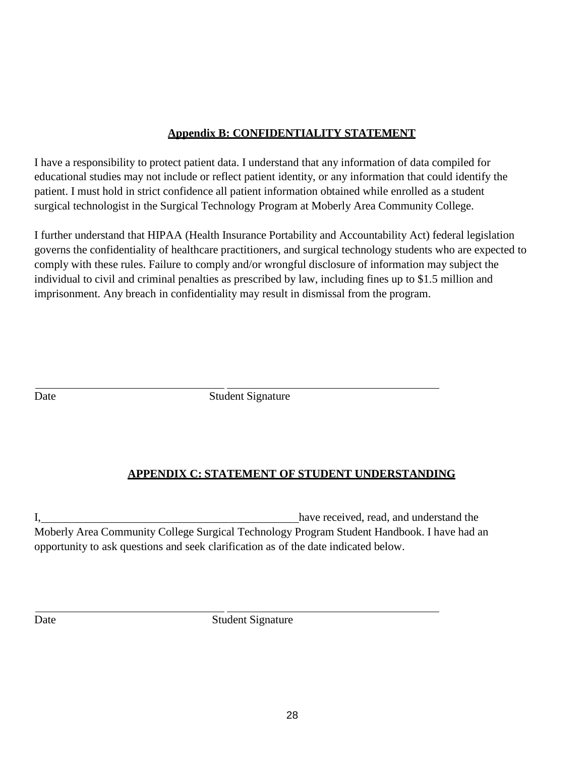## Appendix B: CONFIDENTIALITY STATEMENT

I have a responsibility to protect patient data. I understand that any information of data compiled for educational studies may not include or reflect patient identity, or any information that could identify the patient. I must hold in strict confidence all patient information obtained while enrolled as a student surgical technologist in the Surgical Technology Program at Moberly Area Community College.

I further understand that HIPAA (Health Insurance Portability and Accountability Act) federal legislation governs the confidentiality of healthcare practitioners, and surgical technology students who are expected to comply with these rules. Failure to comply and/or wrongful disclosure of information may subject the individual to civil and criminal penalties as prescribed by law, including fines up to $1.5 million and imprisonment. Any breach in confidentiality may result in dismissal from the program.

\_\_\_\_\_\_\_\_\_\_\_\_\_\_\_\_\_\_\_\_\_\_\_\_\_\_\_\_ \_\_\_\_\_\_\_\_\_\_\_\_\_\_\_\_\_\_\_\_\_\_\_\_\_\_\_\_\_\_\_\_\_

Date Student Signature

## APPENDIX C: STATEMENT OF STUDENT UNDERSTANDING

I,\_\_\_\_\_\_\_\_\_\_\_\_\_\_\_\_\_\_\_\_\_\_\_\_\_\_\_\_\_\_\_\_\_\_\_\_\_\_\_\_have received, read, and understand the Moberly Area Community College Surgical Technology Program Student Handbook. I have had an opportunity to ask questions and seek clarification as of the date indicated below.

\_\_\_\_\_\_\_\_\_\_\_\_\_\_\_\_\_\_\_\_\_\_\_\_\_\_\_\_ \_\_\_\_\_\_\_\_\_\_\_\_\_\_\_\_\_\_\_\_\_\_\_\_\_\_\_\_\_\_\_\_\_

Date Student Signature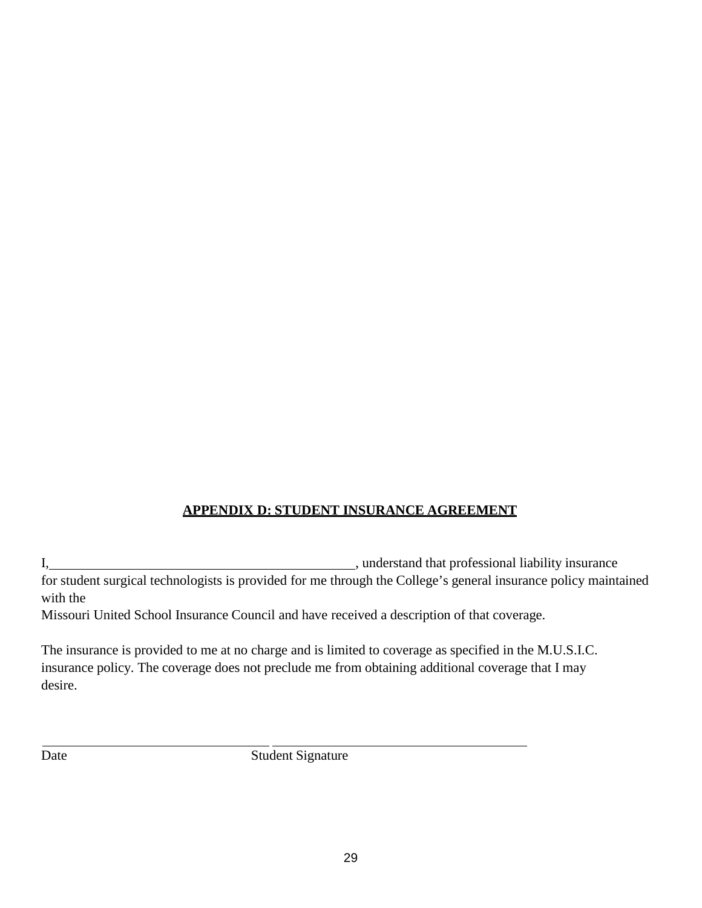## APPENDIX D: STUDENT INSURANCE AGREEMENT

I,_______________________________________________, understand that professional liability insurance for student surgical technologists is provided for me through the College's general insurance policy maintained with the Missouri United School Insurance Council and have received a description of that coverage.

The insurance is provided to me at no charge and is limited to coverage as specified in the M.U.S.I.C. insurance policy. The coverage does not preclude me from obtaining additional coverage that I may desire.

_________________________________ _________________________________

Date Student Signature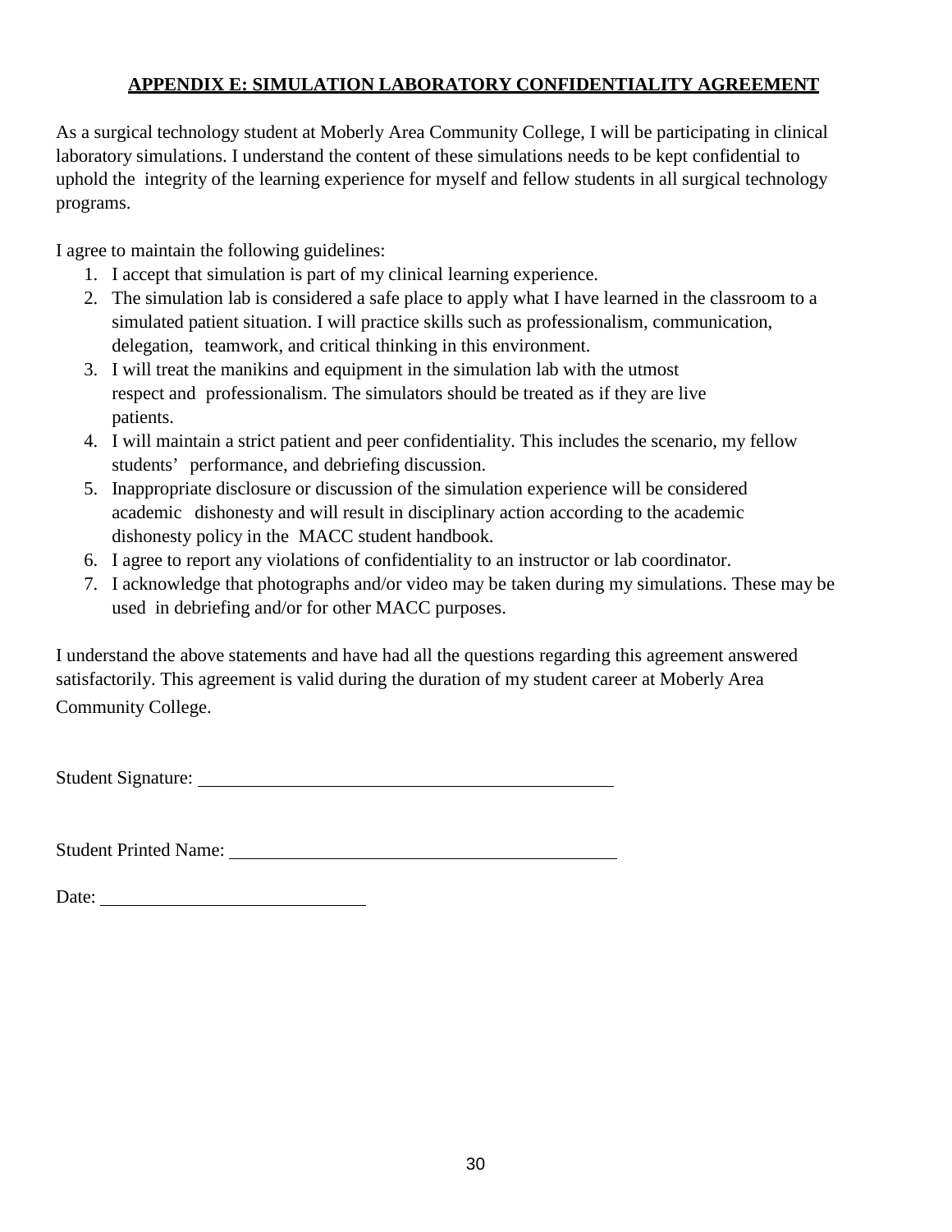## APPENDIX E: SIMULATION LABORATORY CONFIDENTIALITY AGREEMENT

As a surgical technology student at Moberly Area Community College, I will be participating in clinical laboratory simulations. I understand the content of these simulations needs to be kept confidential to uphold the integrity of the learning experience for myself and fellow students in all surgical technology programs.

I agree to maintain the following guidelines:

1. I accept that simulation is part of my clinical learning experience.
2. The simulation lab is considered a safe place to apply what I have learned in the classroom to a simulated patient situation. I will practice skills such as professionalism, communication, delegation, teamwork, and critical thinking in this environment.
3. I will treat the manikins and equipment in the simulation lab with the utmost respect and professionalism. The simulators should be treated as if they are live patients.
4. I will maintain a strict patient and peer confidentiality. This includes the scenario, my fellow students' performance, and debriefing discussion.
5. Inappropriate disclosure or discussion of the simulation experience will be considered academic dishonesty and will result in disciplinary action according to the academic dishonesty policy in the MACC student handbook.
6. I agree to report any violations of confidentiality to an instructor or lab coordinator.
7. I acknowledge that photographs and/or video may be taken during my simulations. These may be used in debriefing and/or for other MACC purposes.

I understand the above statements and have had all the questions regarding this agreement answered satisfactorily. This agreement is valid during the duration of my student career at Moberly Area Community College.

Student Signature: ______________________________________________

Student Printed Name: __________________________________________

Date: ____________________________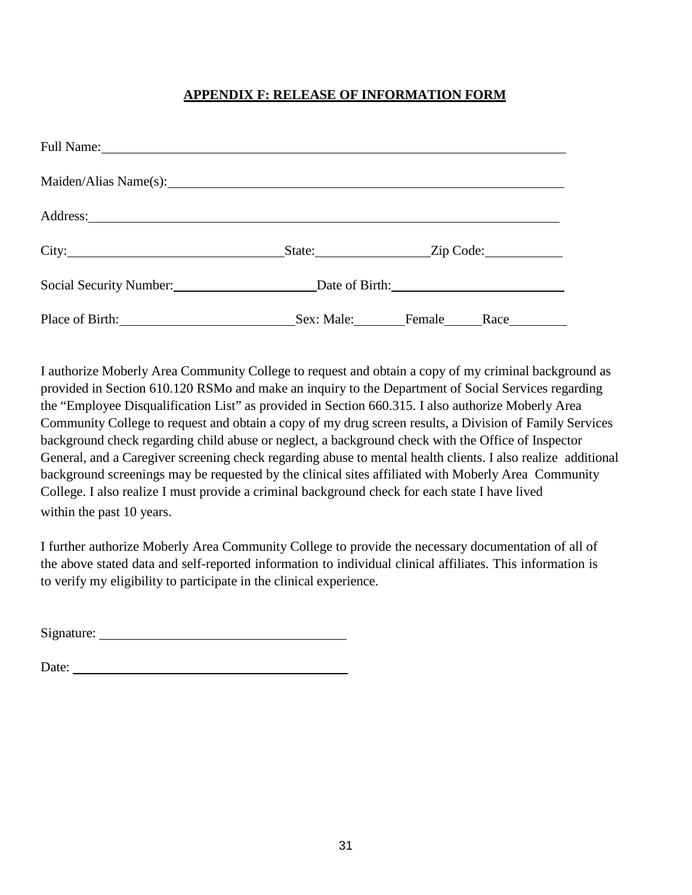**APPENDIX F: RELEASE OF INFORMATION FORM**

Full Name: ___________________________________________________________________

Maiden/Alias Name(s): __________________________________________________________

Address: ______________________________________________________________________

City: ______________________________ State: ________________ Zip Code: ___________

Social Security Number: ____________________ Date of Birth: ________________________

Place of Birth: ________________________ Sex: Male: _______ Female _____ Race ________

I authorize Moberly Area Community College to request and obtain a copy of my criminal background as provided in Section 610.120 RSMo and make an inquiry to the Department of Social Services regarding the "Employee Disqualification List" as provided in Section 660.315. I also authorize Moberly Area Community College to request and obtain a copy of my drug screen results, a Division of Family Services background check regarding child abuse or neglect, a background check with the Office of Inspector General, and a Caregiver screening check regarding abuse to mental health clients. I also realize additional background screenings may be requested by the clinical sites affiliated with Moberly Area Community College. I also realize I must provide a criminal background check for each state I have lived within the past 10 years.

I further authorize Moberly Area Community College to provide the necessary documentation of all of the above stated data and self-reported information to individual clinical affiliates. This information is to verify my eligibility to participate in the clinical experience.

Signature: ___________________________________

Date: ________________________________________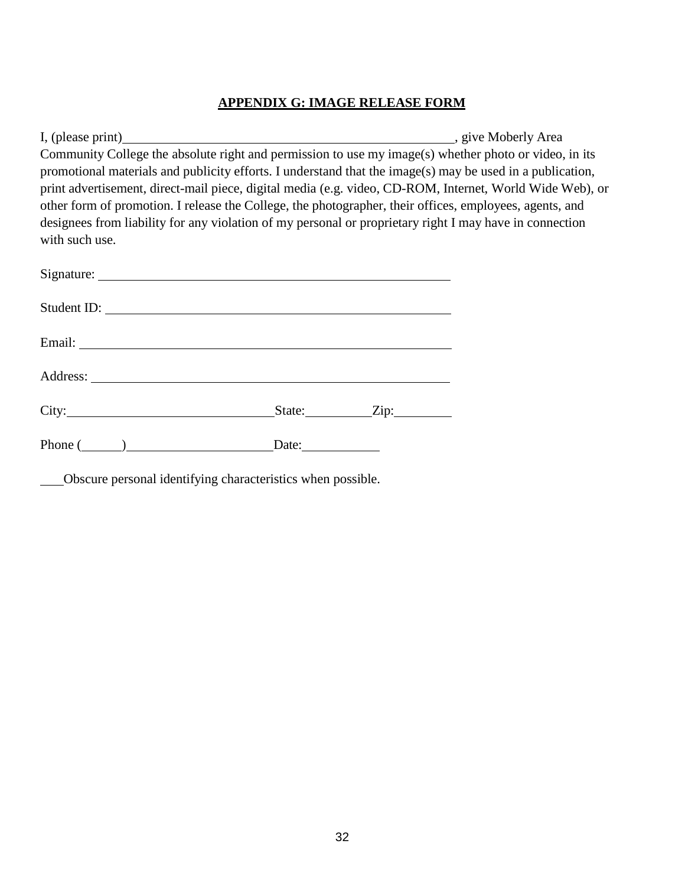## APPENDIX G: IMAGE RELEASE FORM

I, (please print)\_\_\_\_\_\_\_\_\_\_\_\_\_\_\_\_\_\_\_\_\_\_\_\_\_\_\_\_\_\_\_\_\_\_\_\_\_\_\_\_\_\_\_\_\_\_\_\_, give Moberly Area Community College the absolute right and permission to use my image(s) whether photo or video, in its promotional materials and publicity efforts. I understand that the image(s) may be used in a publication, print advertisement, direct-mail piece, digital media (e.g. video, CD-ROM, Internet, World Wide Web), or other form of promotion. I release the College, the photographer, their offices, employees, agents, and designees from liability for any violation of my personal or proprietary right I may have in connection with such use.

Signature: \_\_\_\_\_\_\_\_\_\_\_\_\_\_\_\_\_\_\_\_\_\_\_\_\_\_\_\_\_\_\_\_\_\_\_\_\_\_\_\_\_\_\_\_\_\_

Student ID: \_\_\_\_\_\_\_\_\_\_\_\_\_\_\_\_\_\_\_\_\_\_\_\_\_\_\_\_\_\_\_\_\_\_\_\_\_\_\_\_\_\_\_\_\_\_

Email: \_\_\_\_\_\_\_\_\_\_\_\_\_\_\_\_\_\_\_\_\_\_\_\_\_\_\_\_\_\_\_\_\_\_\_\_\_\_\_\_\_\_\_\_\_\_\_\_\_\_

Address: \_\_\_\_\_\_\_\_\_\_\_\_\_\_\_\_\_\_\_\_\_\_\_\_\_\_\_\_\_\_\_\_\_\_\_\_\_\_\_\_\_\_\_\_\_\_\_\_

City:\_\_\_\_\_\_\_\_\_\_\_\_\_\_\_\_\_\_\_\_\_\_\_\_\_\_\_\_State:\_\_\_\_\_\_\_\_\_Zip:\_\_\_\_\_\_\_\_

Phone (\_\_\_\_\_)\_\_\_\_\_\_\_\_\_\_\_\_\_\_\_\_\_\_\_\_Date:\_\_\_\_\_\_\_\_\_\_

\_\_\_Obscure personal identifying characteristics when possible.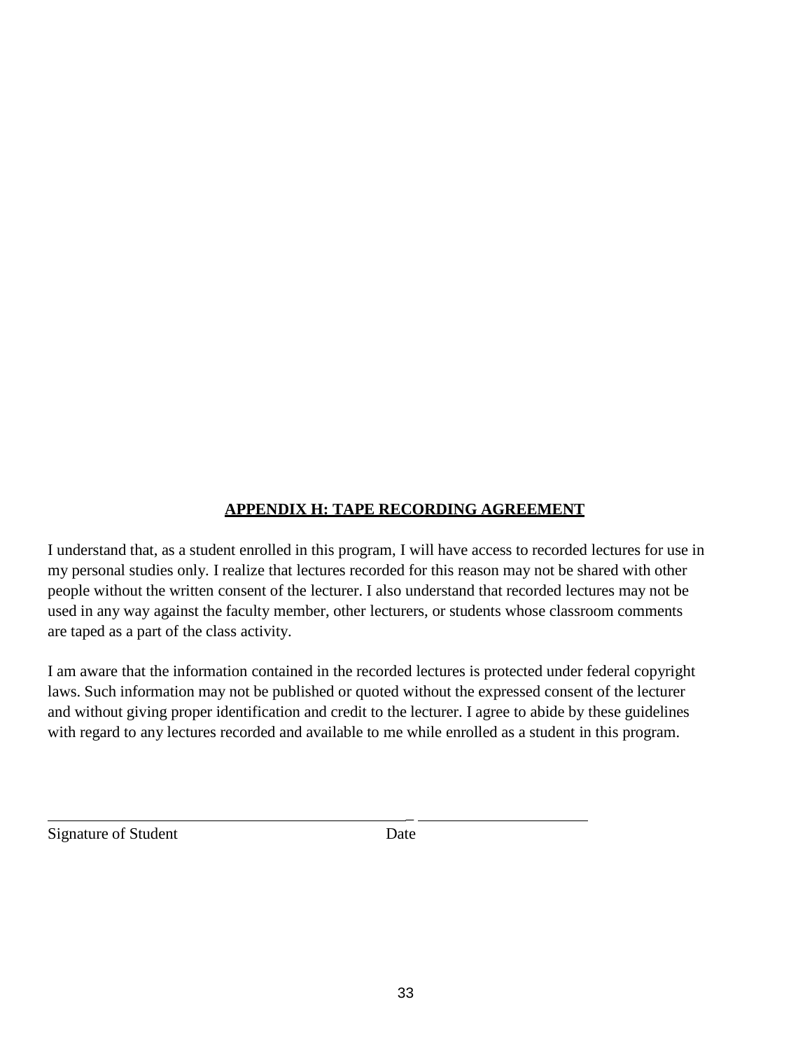## APPENDIX H: TAPE RECORDING AGREEMENT

I understand that, as a student enrolled in this program, I will have access to recorded lectures for use in my personal studies only. I realize that lectures recorded for this reason may not be shared with other people without the written consent of the lecturer. I also understand that recorded lectures may not be used in any way against the faculty member, other lecturers, or students whose classroom comments are taped as a part of the class activity.

I am aware that the information contained in the recorded lectures is protected under federal copyright laws. Such information may not be published or quoted without the expressed consent of the lecturer and without giving proper identification and credit to the lecturer. I agree to abide by these guidelines with regard to any lectures recorded and available to me while enrolled as a student in this program.

\_\_\_\_\_\_\_\_\_\_\_\_\_\_\_\_\_\_\_\_\_\_\_\_\_\_\_\_\_\_\_\_\_\_\_\_\_\_\_\_ \_\_\_\_\_\_\_\_\_\_\_\_\_\_\_\_\_\_\_\_

Signature of Student Date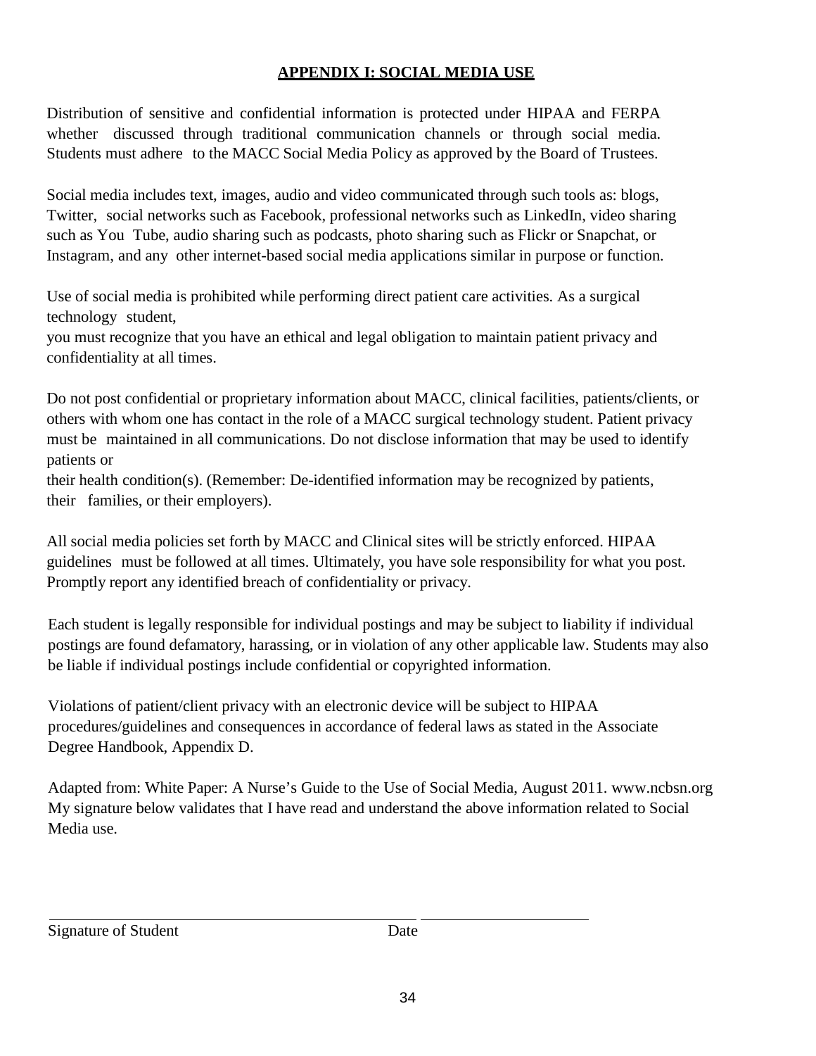## APPENDIX I: SOCIAL MEDIA USE

Distribution of sensitive and confidential information is protected under HIPAA and FERPA whether discussed through traditional communication channels or through social media. Students must adhere to the MACC Social Media Policy as approved by the Board of Trustees.

Social media includes text, images, audio and video communicated through such tools as: blogs, Twitter, social networks such as Facebook, professional networks such as LinkedIn, video sharing such as You Tube, audio sharing such as podcasts, photo sharing such as Flickr or Snapchat, or Instagram, and any other internet-based social media applications similar in purpose or function.

Use of social media is prohibited while performing direct patient care activities. As a surgical technology student,
you must recognize that you have an ethical and legal obligation to maintain patient privacy and confidentiality at all times.

Do not post confidential or proprietary information about MACC, clinical facilities, patients/clients, or others with whom one has contact in the role of a MACC surgical technology student. Patient privacy must be maintained in all communications. Do not disclose information that may be used to identify patients or
their health condition(s). (Remember: De-identified information may be recognized by patients, their families, or their employers).

All social media policies set forth by MACC and Clinical sites will be strictly enforced. HIPAA guidelines must be followed at all times. Ultimately, you have sole responsibility for what you post. Promptly report any identified breach of confidentiality or privacy.

Each student is legally responsible for individual postings and may be subject to liability if individual postings are found defamatory, harassing, or in violation of any other applicable law. Students may also be liable if individual postings include confidential or copyrighted information.

Violations of patient/client privacy with an electronic device will be subject to HIPAA procedures/guidelines and consequences in accordance of federal laws as stated in the Associate Degree Handbook, Appendix D.

Adapted from: White Paper: A Nurse's Guide to the Use of Social Media, August 2011. www.ncbsn.org
My signature below validates that I have read and understand the above information related to Social Media use.

______________________________ ______________

Signature of Student Date